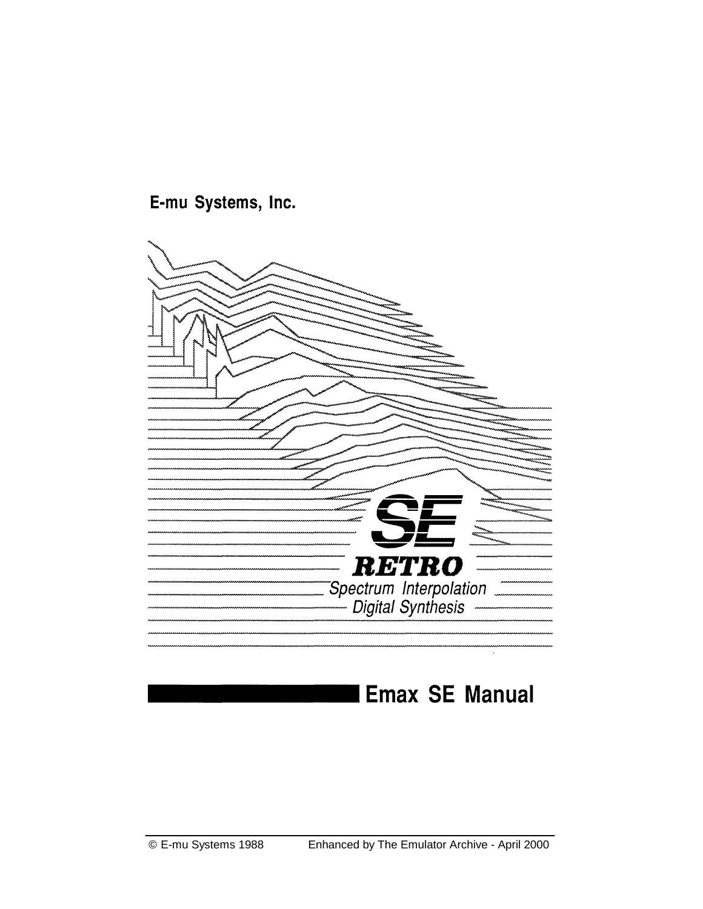E-mu Systems, Inc.

SE

RETRO

*Spectrum Interpolation*
*Digital Synthesis*

# Emax SE Manual

© E-mu Systems 1988 Enhanced by The Emulator Archive - April 2000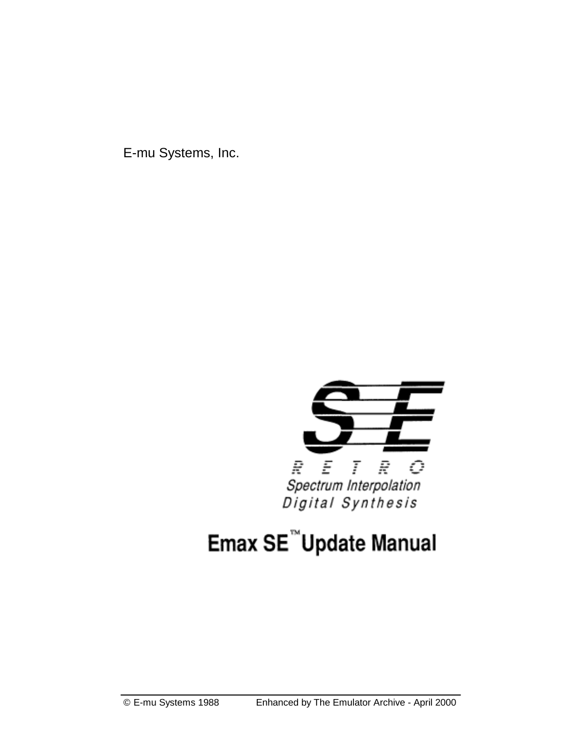E-mu Systems, Inc.

SE

RETRO

Spectrum Interpolation

Digital Synthesis

# Emax SE™ Update Manual

© E-mu Systems 1988 Enhanced by The Emulator Archive - April 2000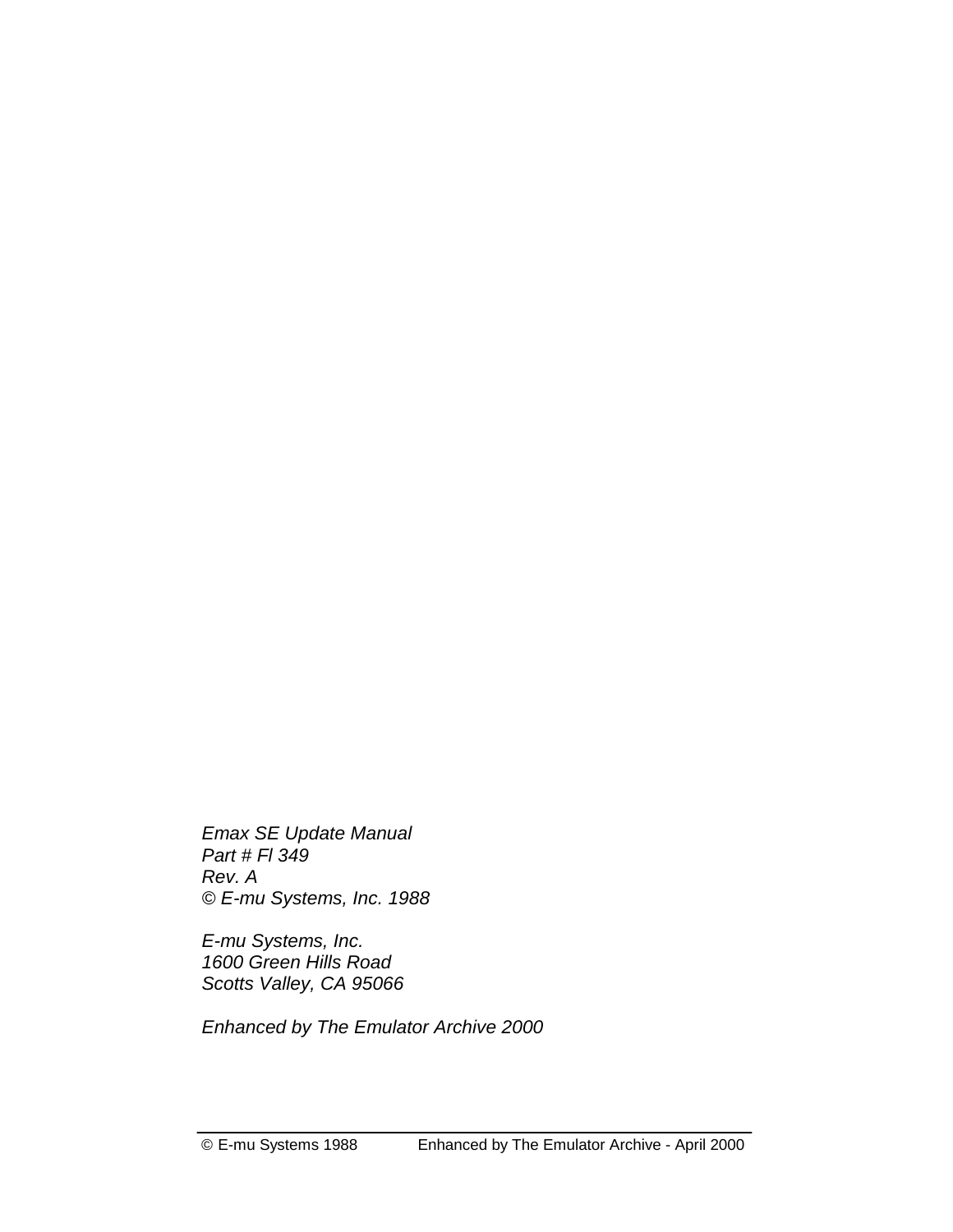*Emax SE Update Manual*
*Part # Fl 349*
*Rev. A*
*© E-mu Systems, Inc. 1988*

*E-mu Systems, Inc.*
*1600 Green Hills Road*
*Scotts Valley, CA 95066*

*Enhanced by The Emulator Archive 2000*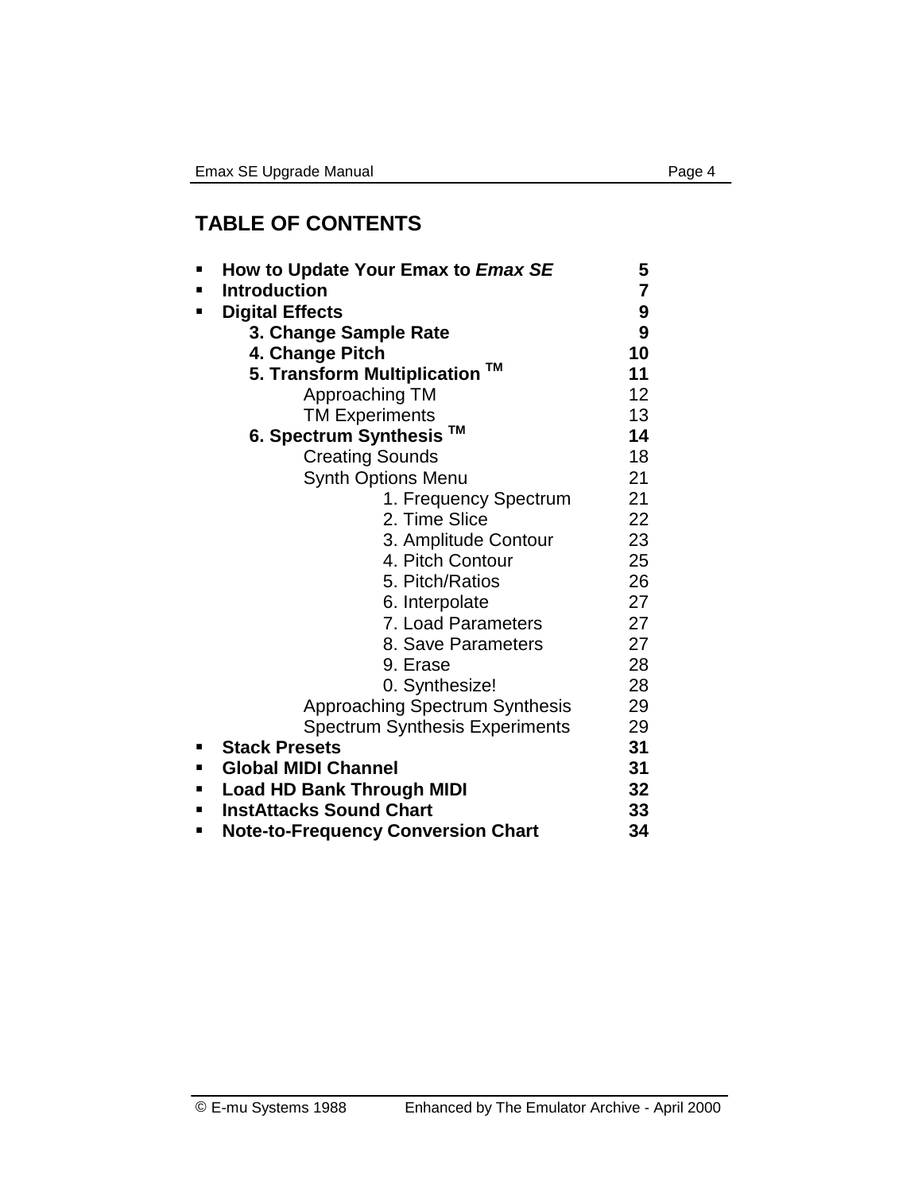## TABLE OF CONTENTS

- **How to Update Your Emax to *Emax SE*** **5**
- **Introduction** **7**
- **Digital Effects** **9**
  - **3. Change Sample Rate** **9**
  - **4. Change Pitch** **10**
  - **5. Transform Multiplication ™** **11**
    - Approaching TM 12
    - TM Experiments 13
  - **6. Spectrum Synthesis ™** **14**
    - Creating Sounds 18
    - Synth Options Menu 21
      - 1. Frequency Spectrum 21
      - 2. Time Slice 22
      - 3. Amplitude Contour 23
      - 4. Pitch Contour 25
      - 5. Pitch/Ratios 26
      - 6. Interpolate 27
      - 7. Load Parameters 27
      - 8. Save Parameters 27
      - 9. Erase 28
      - 0. Synthesize! 28
    - Approaching Spectrum Synthesis 29
    - Spectrum Synthesis Experiments 29
- **Stack Presets** **31**
- **Global MIDI Channel** **31**
- **Load HD Bank Through MIDI** **32**
- **InstAttacks Sound Chart** **33**
- **Note-to-Frequency Conversion Chart** **34**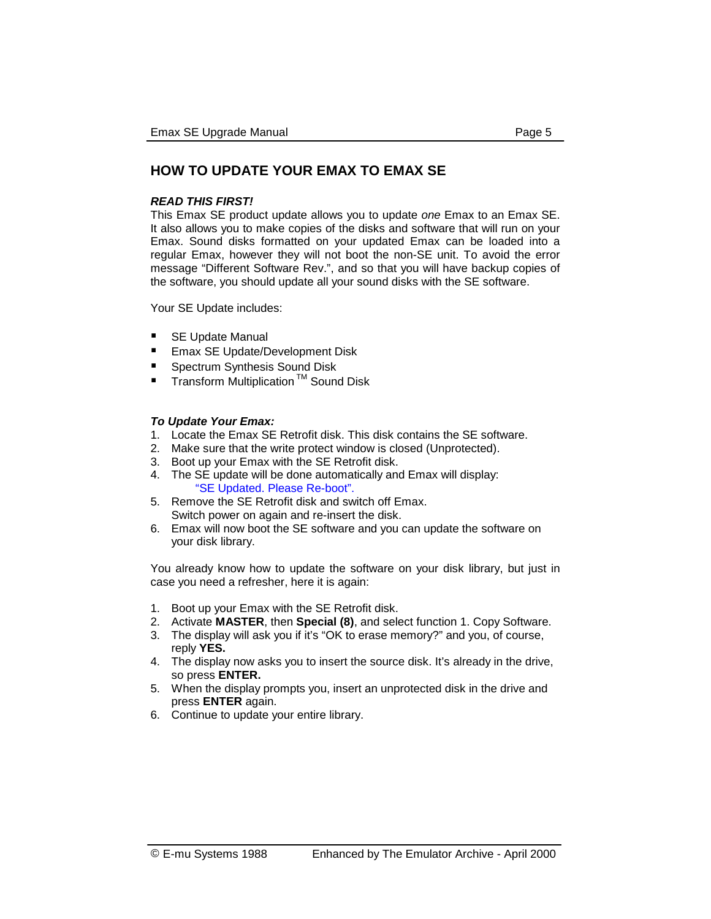## HOW TO UPDATE YOUR EMAX TO EMAX SE

***READ THIS FIRST!***

This Emax SE product update allows you to update *one* Emax to an Emax SE. It also allows you to make copies of the disks and software that will run on your Emax. Sound disks formatted on your updated Emax can be loaded into a regular Emax, however they will not boot the non-SE unit. To avoid the error message “Different Software Rev.”, and so that you will have backup copies of the software, you should update all your sound disks with the SE software.

Your SE Update includes:

- SE Update Manual
- Emax SE Update/Development Disk
- Spectrum Synthesis Sound Disk
- Transform Multiplication ™ Sound Disk

***To Update Your Emax:***

1. Locate the Emax SE Retrofit disk. This disk contains the SE software.
2. Make sure that the write protect window is closed (Unprotected).
3. Boot up your Emax with the SE Retrofit disk.
4. The SE update will be done automatically and Emax will display:
   “SE Updated. Please Re-boot”.
5. Remove the SE Retrofit disk and switch off Emax.
   Switch power on again and re-insert the disk.
6. Emax will now boot the SE software and you can update the software on your disk library.

You already know how to update the software on your disk library, but just in case you need a refresher, here it is again:

1. Boot up your Emax with the SE Retrofit disk.
2. Activate **MASTER**, then **Special (8)**, and select function 1. Copy Software.
3. The display will ask you if it’s “OK to erase memory?” and you, of course, reply **YES.**
4. The display now asks you to insert the source disk. It’s already in the drive, so press **ENTER.**
5. When the display prompts you, insert an unprotected disk in the drive and press **ENTER** again.
6. Continue to update your entire library.

© E-mu Systems 1988 Enhanced by The Emulator Archive - April 2000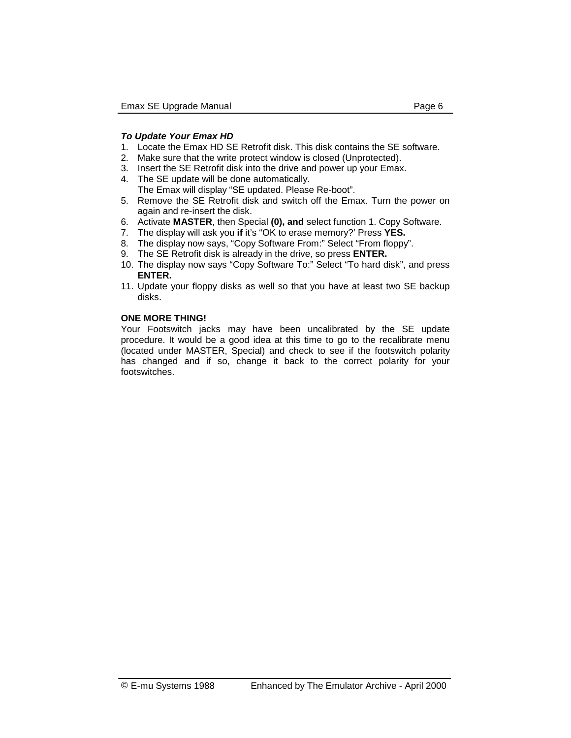***To Update Your Emax HD***

1. Locate the Emax HD SE Retrofit disk. This disk contains the SE software.
2. Make sure that the write protect window is closed (Unprotected).
3. Insert the SE Retrofit disk into the drive and power up your Emax.
4. The SE update will be done automatically.
   The Emax will display “SE updated. Please Re-boot”.
5. Remove the SE Retrofit disk and switch off the Emax. Turn the power on again and re-insert the disk.
6. Activate **MASTER**, then Special **(0), and** select function 1. Copy Software.
7. The display will ask you **if** it’s “OK to erase memory?’ Press **YES.**
8. The display now says, “Copy Software From:” Select “From floppy”.
9. The SE Retrofit disk is already in the drive, so press **ENTER.**
10. The display now says “Copy Software To:” Select “To hard disk”, and press **ENTER.**
11. Update your floppy disks as well so that you have at least two SE backup disks.

**ONE MORE THING!**

Your Footswitch jacks may have been uncalibrated by the SE update procedure. It would be a good idea at this time to go to the recalibrate menu (located under MASTER, Special) and check to see if the footswitch polarity has changed and if so, change it back to the correct polarity for your footswitches.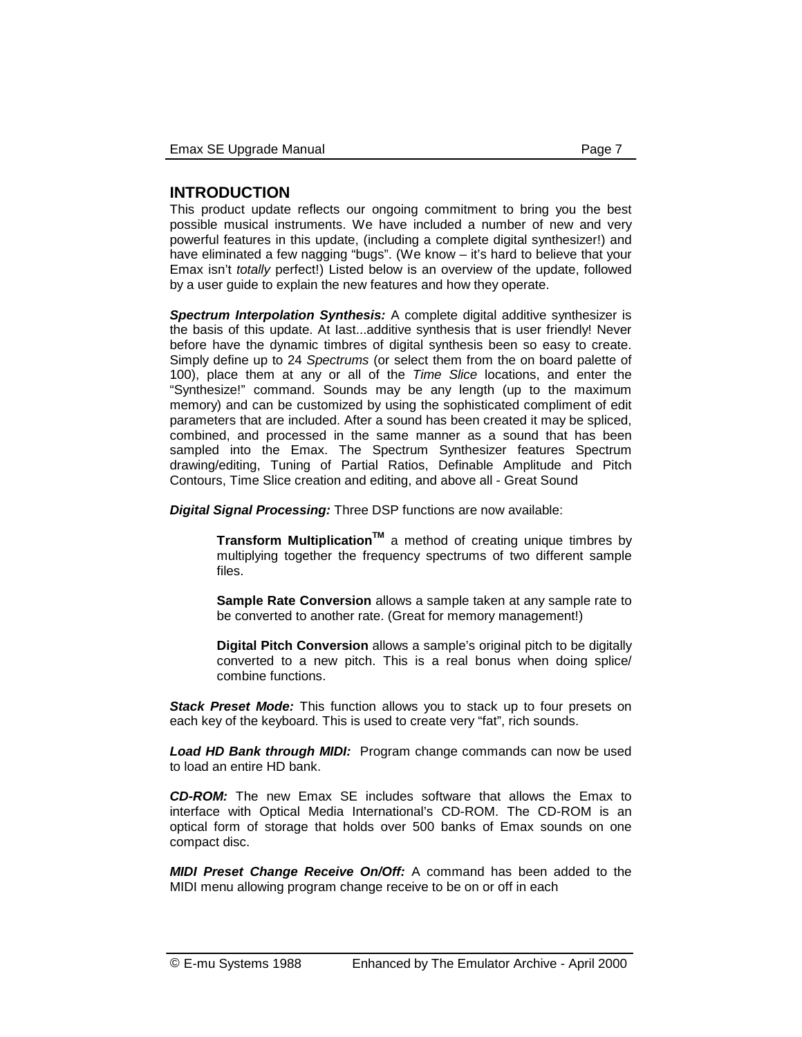## INTRODUCTION

This product update reflects our ongoing commitment to bring you the best possible musical instruments. We have included a number of new and very powerful features in this update, (including a complete digital synthesizer!) and have eliminated a few nagging "bugs". (We know – it's hard to believe that your Emax isn't *totally* perfect!) Listed below is an overview of the update, followed by a user guide to explain the new features and how they operate.

***Spectrum Interpolation Synthesis:*** A complete digital additive synthesizer is the basis of this update. At last...additive synthesis that is user friendly! Never before have the dynamic timbres of digital synthesis been so easy to create. Simply define up to 24 *Spectrums* (or select them from the on board palette of 100), place them at any or all of the *Time Slice* locations, and enter the "Synthesize!" command. Sounds may be any length (up to the maximum memory) and can be customized by using the sophisticated compliment of edit parameters that are included. After a sound has been created it may be spliced, combined, and processed in the same manner as a sound that has been sampled into the Emax. The Spectrum Synthesizer features Spectrum drawing/editing, Tuning of Partial Ratios, Definable Amplitude and Pitch Contours, Time Slice creation and editing, and above all - Great Sound

***Digital Signal Processing:*** Three DSP functions are now available:

> **Transform Multiplication™** a method of creating unique timbres by multiplying together the frequency spectrums of two different sample files.
>
> **Sample Rate Conversion** allows a sample taken at any sample rate to be converted to another rate. (Great for memory management!)
>
> **Digital Pitch Conversion** allows a sample's original pitch to be digitally converted to a new pitch. This is a real bonus when doing splice/ combine functions.

***Stack Preset Mode:*** This function allows you to stack up to four presets on each key of the keyboard. This is used to create very "fat", rich sounds.

***Load HD Bank through MIDI:*** Program change commands can now be used to load an entire HD bank.

***CD-ROM:*** The new Emax SE includes software that allows the Emax to interface with Optical Media International's CD-ROM. The CD-ROM is an optical form of storage that holds over 500 banks of Emax sounds on one compact disc.

***MIDI Preset Change Receive On/Off:*** A command has been added to the MIDI menu allowing program change receive to be on or off in each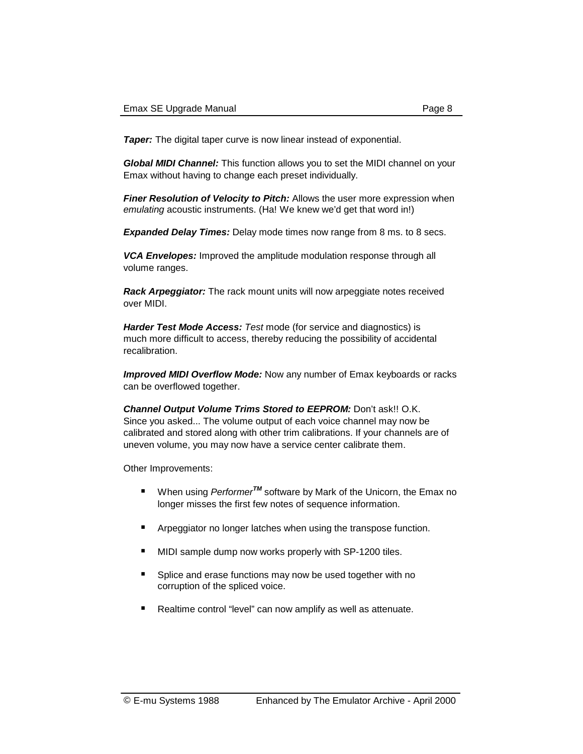***Taper:*** The digital taper curve is now linear instead of exponential.

***Global MIDI Channel:*** This function allows you to set the MIDI channel on your Emax without having to change each preset individually.

***Finer Resolution of Velocity to Pitch:*** Allows the user more expression when *emulating* acoustic instruments. (Ha! We knew we'd get that word in!)

***Expanded Delay Times:*** Delay mode times now range from 8 ms. to 8 secs.

***VCA Envelopes:*** Improved the amplitude modulation response through all volume ranges.

***Rack Arpeggiator:*** The rack mount units will now arpeggiate notes received over MIDI.

***Harder Test Mode Access:*** *Test* mode (for service and diagnostics) is much more difficult to access, thereby reducing the possibility of accidental recalibration.

***Improved MIDI Overflow Mode:*** Now any number of Emax keyboards or racks can be overflowed together.

***Channel Output Volume Trims Stored to EEPROM:*** Don't ask!! O.K. Since you asked... The volume output of each voice channel may now be calibrated and stored along with other trim calibrations. If your channels are of uneven volume, you may now have a service center calibrate them.

Other Improvements:

- When using *Performer™* software by Mark of the Unicorn, the Emax no longer misses the first few notes of sequence information.
- Arpeggiator no longer latches when using the transpose function.
- MIDI sample dump now works properly with SP-1200 tiles.
- Splice and erase functions may now be used together with no corruption of the spliced voice.
- Realtime control "level" can now amplify as well as attenuate.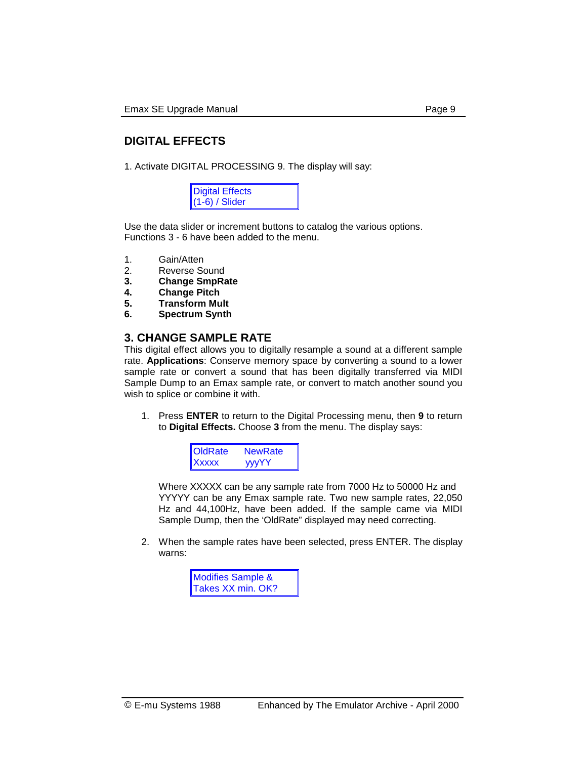## DIGITAL EFFECTS

1. Activate DIGITAL PROCESSING 9. The display will say:

```
Digital Effects
(1-6) / Slider
```

Use the data slider or increment buttons to catalog the various options. Functions 3 - 6 have been added to the menu.

1. Gain/Atten
2. Reverse Sound
3. **Change SmpRate**
4. **Change Pitch**
5. **Transform Mult**
6. **Spectrum Synth**

## 3. CHANGE SAMPLE RATE

This digital effect allows you to digitally resample a sound at a different sample rate. **Applications**: Conserve memory space by converting a sound to a lower sample rate or convert a sound that has been digitally transferred via MIDI Sample Dump to an Emax sample rate, or convert to match another sound you wish to splice or combine it with.

1. Press **ENTER** to return to the Digital Processing menu, then **9** to return to **Digital Effects.** Choose **3** from the menu. The display says:

   ```
   OldRate    NewRate
   Xxxxx       yyyYY
   ```

   Where XXXXX can be any sample rate from 7000 Hz to 50000 Hz and YYYYY can be any Emax sample rate. Two new sample rates, 22,050 Hz and 44,100Hz, have been added. If the sample came via MIDI Sample Dump, then the 'OldRate" displayed may need correcting.

2. When the sample rates have been selected, press ENTER. The display warns:

   ```
   Modifies Sample &
   Takes XX min. OK?
   ```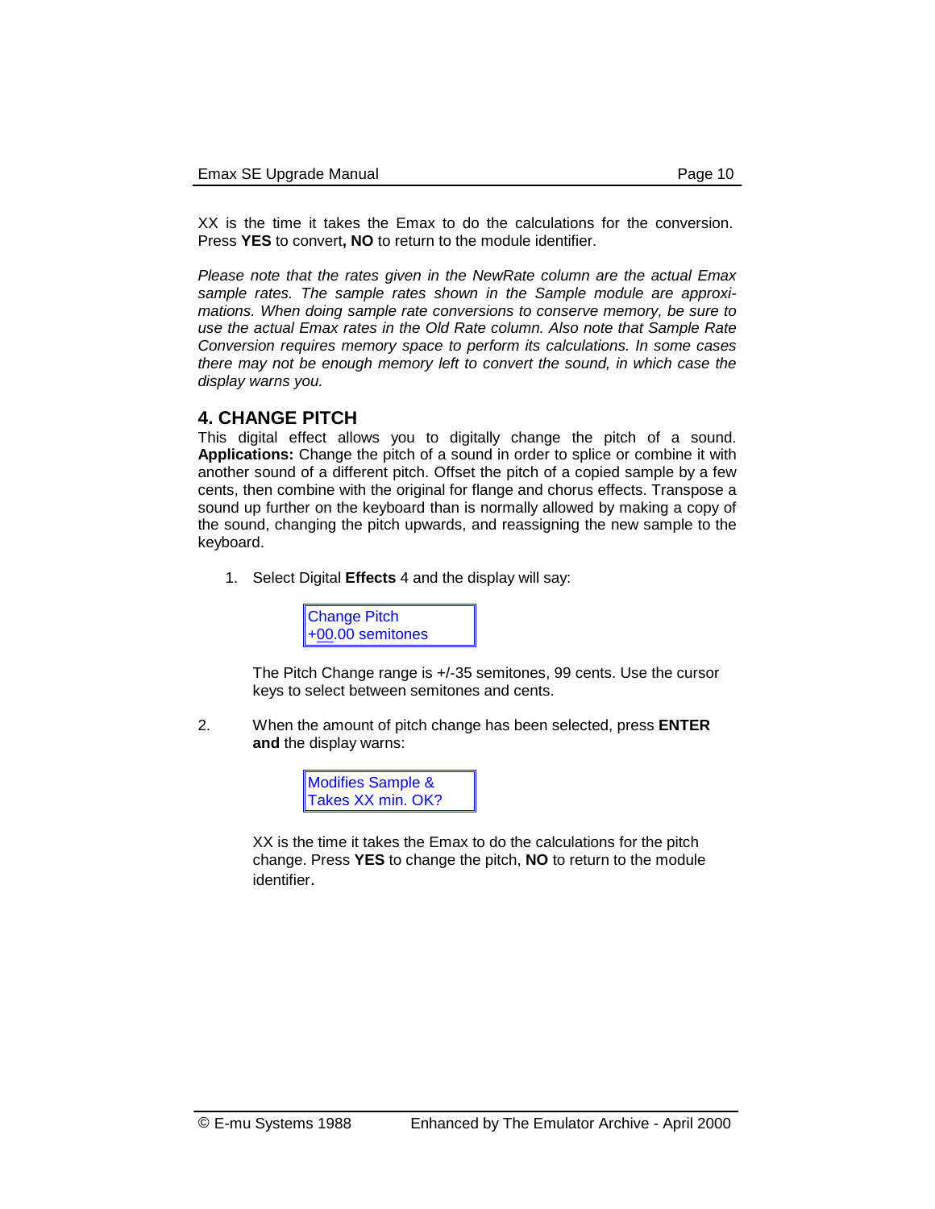XX is the time it takes the Emax to do the calculations for the conversion. Press **YES** to convert**, NO** to return to the module identifier.

*Please note that the rates given in the NewRate column are the actual Emax sample rates. The sample rates shown in the Sample module are approximations. When doing sample rate conversions to conserve memory, be sure to use the actual Emax rates in the Old Rate column. Also note that Sample Rate Conversion requires memory space to perform its calculations. In some cases there may not be enough memory left to convert the sound, in which case the display warns you.*

## 4. CHANGE PITCH

This digital effect allows you to digitally change the pitch of a sound. **Applications:** Change the pitch of a sound in order to splice or combine it with another sound of a different pitch. Offset the pitch of a copied sample by a few cents, then combine with the original for flange and chorus effects. Transpose a sound up further on the keyboard than is normally allowed by making a copy of the sound, changing the pitch upwards, and reassigning the new sample to the keyboard.

1. Select Digital **Effects** 4 and the display will say:

```
Change Pitch
+00.00 semitones
```

The Pitch Change range is +/-35 semitones, 99 cents. Use the cursor keys to select between semitones and cents.

2. When the amount of pitch change has been selected, press **ENTER and** the display warns:

```
Modifies Sample &
Takes XX min. OK?
```

XX is the time it takes the Emax to do the calculations for the pitch change. Press **YES** to change the pitch, **NO** to return to the module identifier.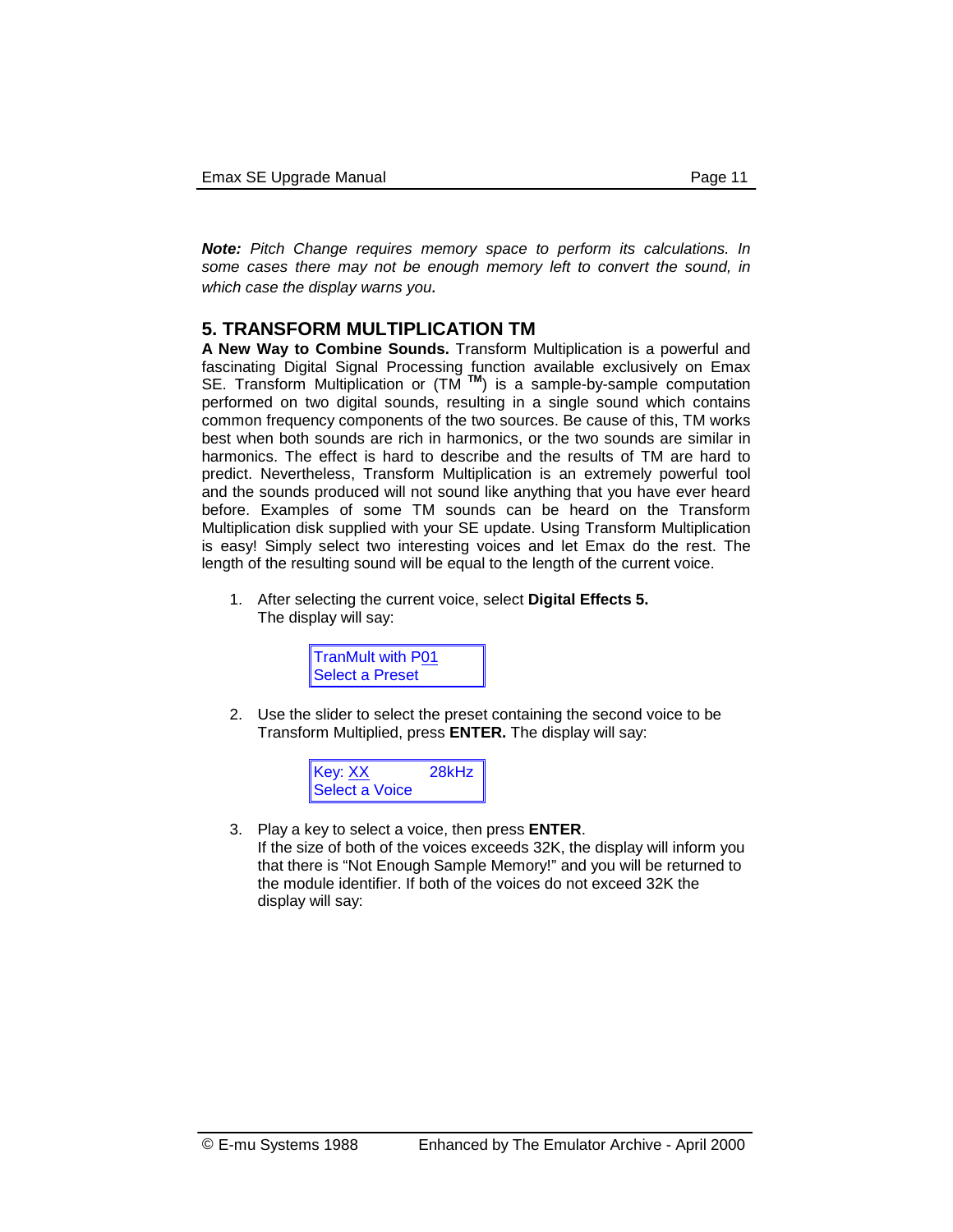***Note:*** *Pitch Change requires memory space to perform its calculations. In some cases there may not be enough memory left to convert the sound, in which case the display warns you.*

## 5. TRANSFORM MULTIPLICATION TM

**A New Way to Combine Sounds.** Transform Multiplication is a powerful and fascinating Digital Signal Processing function available exclusively on Emax SE. Transform Multiplication or (TM ™) is a sample-by-sample computation performed on two digital sounds, resulting in a single sound which contains common frequency components of the two sources. Be cause of this, TM works best when both sounds are rich in harmonics, or the two sounds are similar in harmonics. The effect is hard to describe and the results of TM are hard to predict. Nevertheless, Transform Multiplication is an extremely powerful tool and the sounds produced will not sound like anything that you have ever heard before. Examples of some TM sounds can be heard on the Transform Multiplication disk supplied with your SE update. Using Transform Multiplication is easy! Simply select two interesting voices and let Emax do the rest. The length of the resulting sound will be equal to the length of the current voice.

1. After selecting the current voice, select **Digital Effects 5.** The display will say:

   ```
   TranMult with P01
   Select a Preset
   ```

2. Use the slider to select the preset containing the second voice to be Transform Multiplied, press **ENTER.** The display will say:

   ```
   Key: XX        28kHz
   Select a Voice
   ```

3. Play a key to select a voice, then press **ENTER**. If the size of both of the voices exceeds 32K, the display will inform you that there is "Not Enough Sample Memory!" and you will be returned to the module identifier. If both of the voices do not exceed 32K the display will say: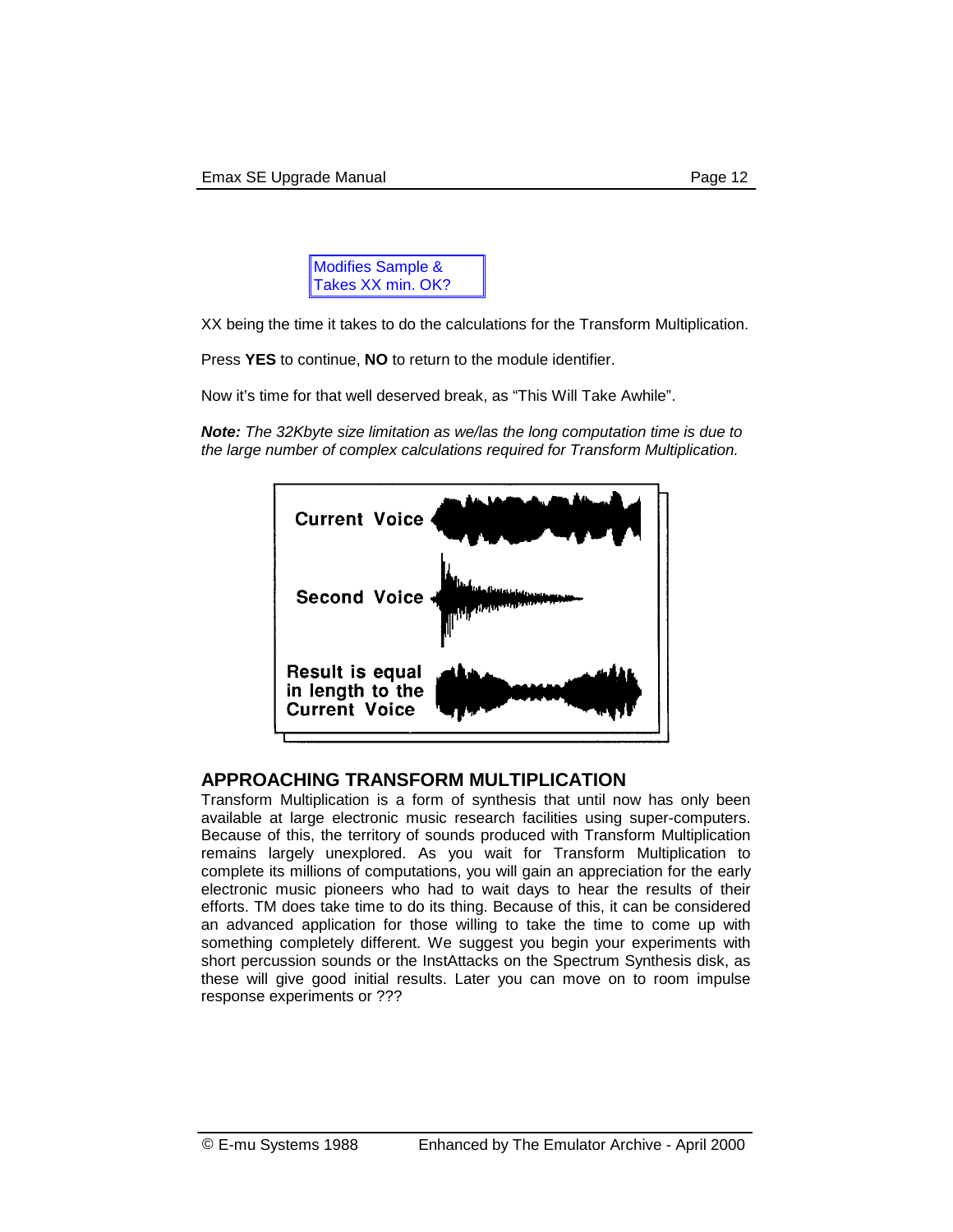```
Modifies Sample &
Takes XX min. OK?
```

XX being the time it takes to do the calculations for the Transform Multiplication.

Press **YES** to continue, **NO** to return to the module identifier.

Now it's time for that well deserved break, as "This Will Take Awhile".

***Note:*** *The 32Kbyte size limitation as we/las the long computation time is due to the large number of complex calculations required for Transform Multiplication.*

## APPROACHING TRANSFORM MULTIPLICATION

Transform Multiplication is a form of synthesis that until now has only been available at large electronic music research facilities using super-computers. Because of this, the territory of sounds produced with Transform Multiplication remains largely unexplored. As you wait for Transform Multiplication to complete its millions of computations, you will gain an appreciation for the early electronic music pioneers who had to wait days to hear the results of their efforts. TM does take time to do its thing. Because of this, it can be considered an advanced application for those willing to take the time to come up with something completely different. We suggest you begin your experiments with short percussion sounds or the InstAttacks on the Spectrum Synthesis disk, as these will give good initial results. Later you can move on to room impulse response experiments or ???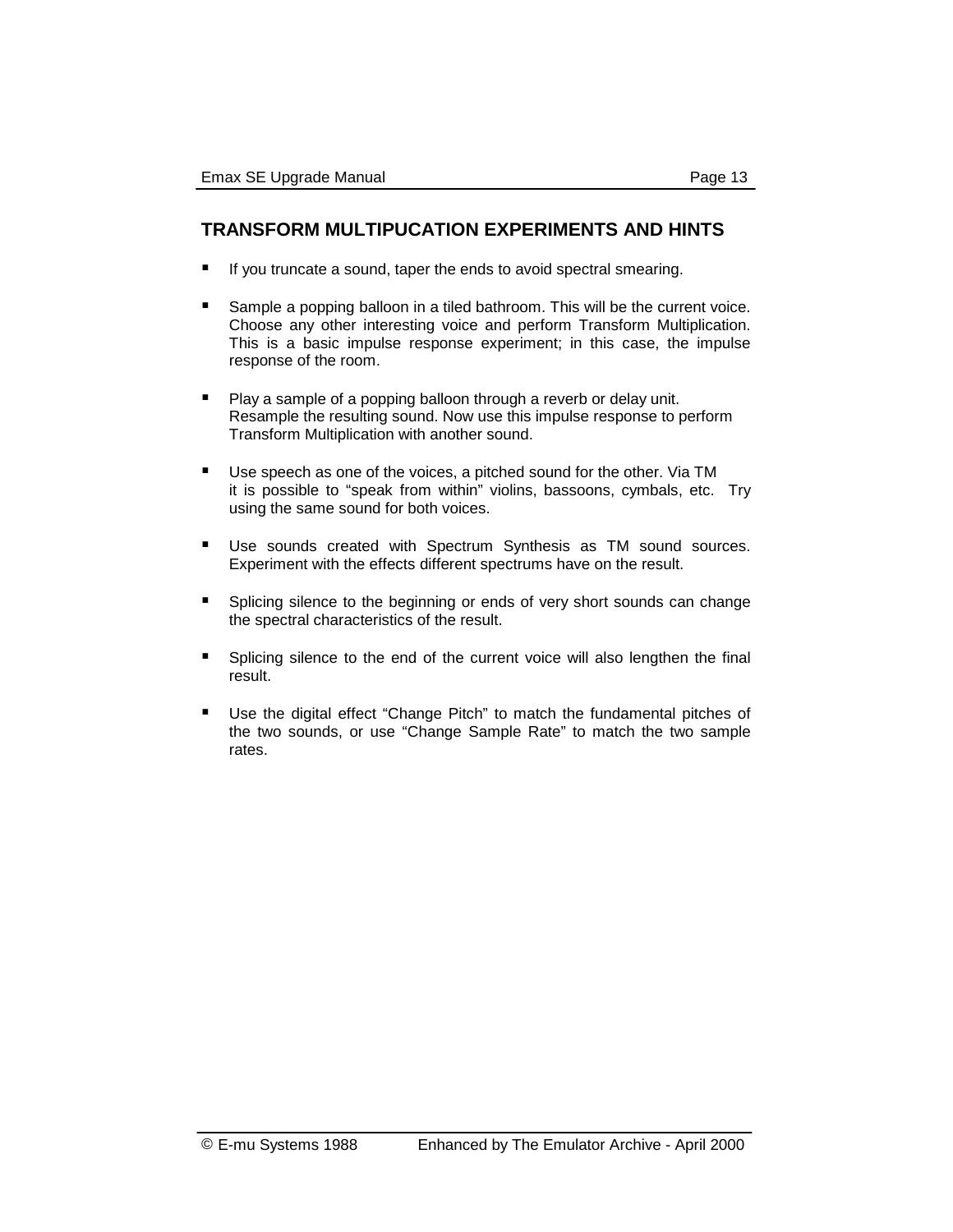## TRANSFORM MULTIPUCATION EXPERIMENTS AND HINTS

- If you truncate a sound, taper the ends to avoid spectral smearing.
- Sample a popping balloon in a tiled bathroom. This will be the current voice. Choose any other interesting voice and perform Transform Multiplication. This is a basic impulse response experiment; in this case, the impulse response of the room.
- Play a sample of a popping balloon through a reverb or delay unit. Resample the resulting sound. Now use this impulse response to perform Transform Multiplication with another sound.
- Use speech as one of the voices, a pitched sound for the other. Via TM it is possible to "speak from within" violins, bassoons, cymbals, etc. Try using the same sound for both voices.
- Use sounds created with Spectrum Synthesis as TM sound sources. Experiment with the effects different spectrums have on the result.
- Splicing silence to the beginning or ends of very short sounds can change the spectral characteristics of the result.
- Splicing silence to the end of the current voice will also lengthen the final result.
- Use the digital effect "Change Pitch" to match the fundamental pitches of the two sounds, or use "Change Sample Rate" to match the two sample rates.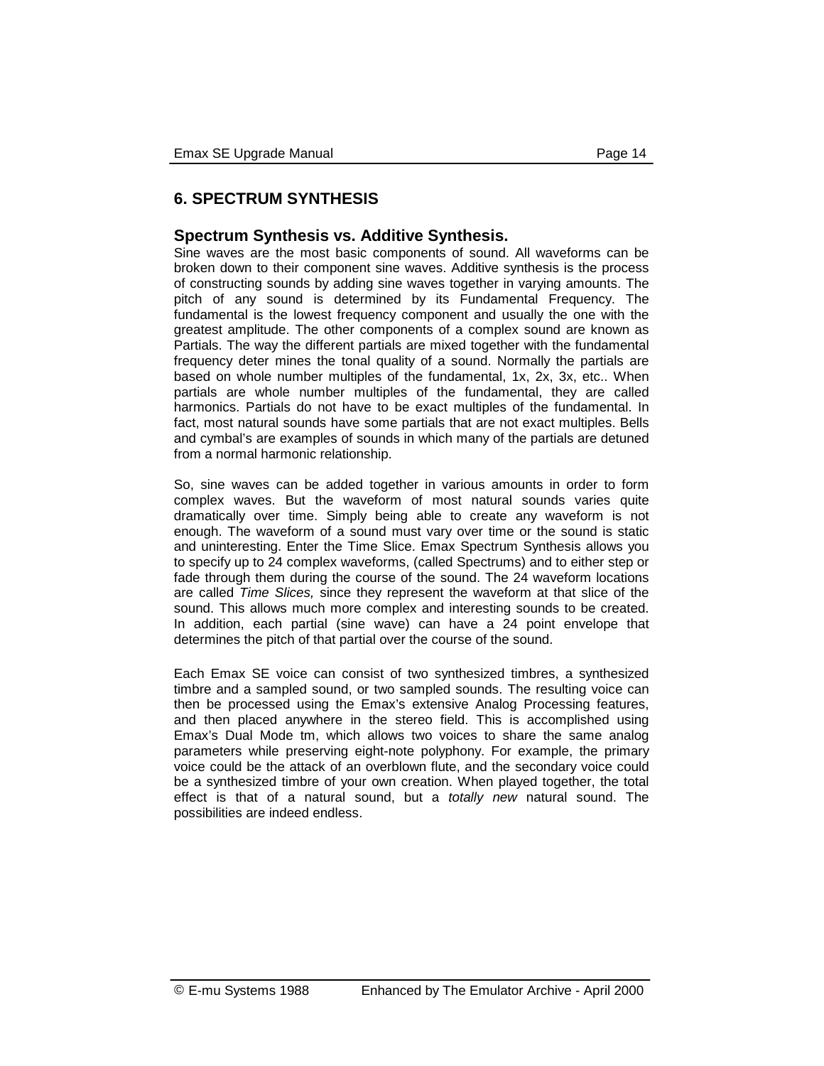## 6. SPECTRUM SYNTHESIS

### Spectrum Synthesis vs. Additive Synthesis.

Sine waves are the most basic components of sound. All waveforms can be broken down to their component sine waves. Additive synthesis is the process of constructing sounds by adding sine waves together in varying amounts. The pitch of any sound is determined by its Fundamental Frequency. The fundamental is the lowest frequency component and usually the one with the greatest amplitude. The other components of a complex sound are known as Partials. The way the different partials are mixed together with the fundamental frequency deter mines the tonal quality of a sound. Normally the partials are based on whole number multiples of the fundamental, 1x, 2x, 3x, etc.. When partials are whole number multiples of the fundamental, they are called harmonics. Partials do not have to be exact multiples of the fundamental. In fact, most natural sounds have some partials that are not exact multiples. Bells and cymbal's are examples of sounds in which many of the partials are detuned from a normal harmonic relationship.

So, sine waves can be added together in various amounts in order to form complex waves. But the waveform of most natural sounds varies quite dramatically over time. Simply being able to create any waveform is not enough. The waveform of a sound must vary over time or the sound is static and uninteresting. Enter the Time Slice. Emax Spectrum Synthesis allows you to specify up to 24 complex waveforms, (called Spectrums) and to either step or fade through them during the course of the sound. The 24 waveform locations are called *Time Slices,* since they represent the waveform at that slice of the sound. This allows much more complex and interesting sounds to be created. In addition, each partial (sine wave) can have a 24 point envelope that determines the pitch of that partial over the course of the sound.

Each Emax SE voice can consist of two synthesized timbres, a synthesized timbre and a sampled sound, or two sampled sounds. The resulting voice can then be processed using the Emax's extensive Analog Processing features, and then placed anywhere in the stereo field. This is accomplished using Emax's Dual Mode tm, which allows two voices to share the same analog parameters while preserving eight-note polyphony. For example, the primary voice could be the attack of an overblown flute, and the secondary voice could be a synthesized timbre of your own creation. When played together, the total effect is that of a natural sound, but a *totally new* natural sound. The possibilities are indeed endless.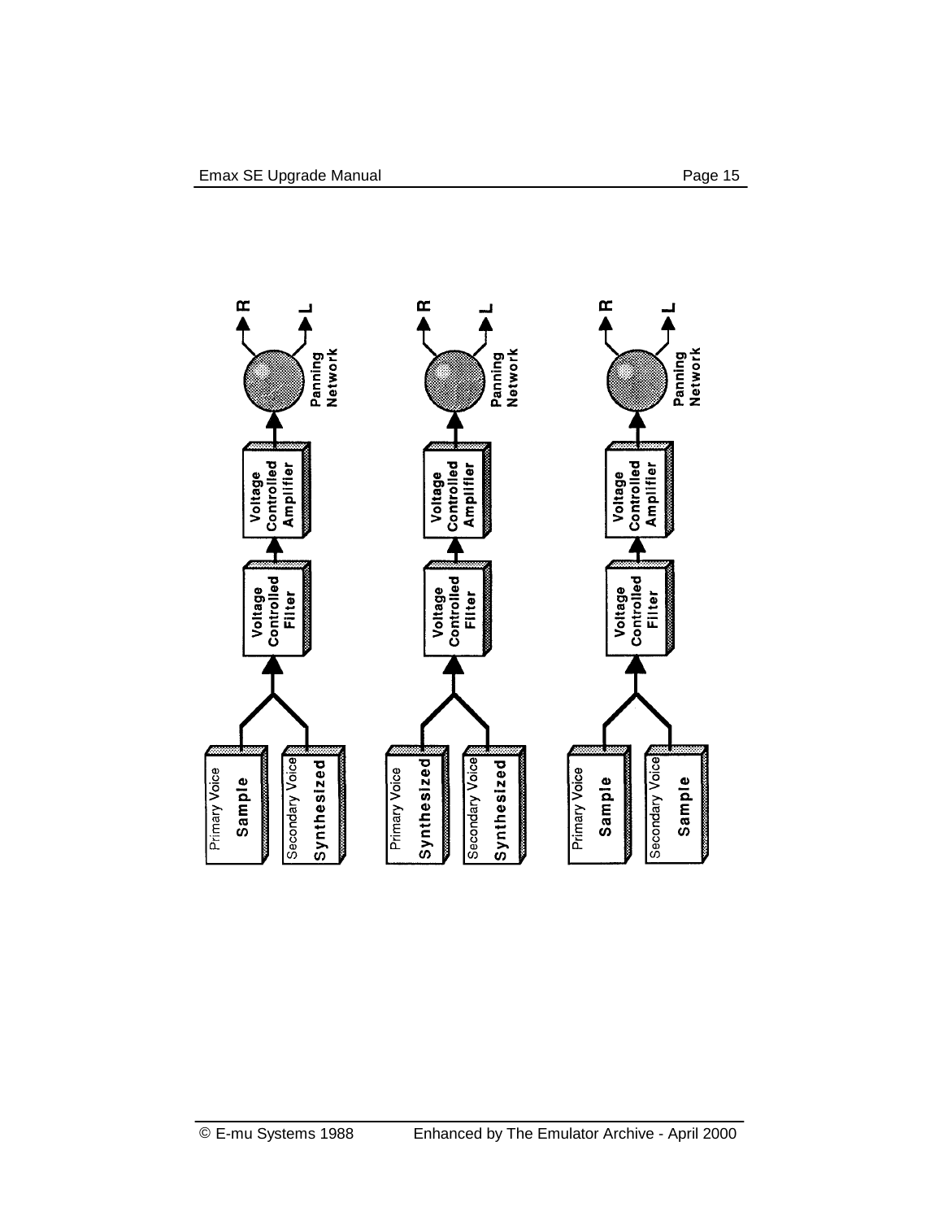Primary Voice **Sample**

Secondary Voice **Synthesized**

Voltage Controlled Filter

Voltage Controlled Amplifier

Panning Network

R L

Primary Voice **Synthesized**

Secondary Voice **Synthesized**

Voltage Controlled Filter

Voltage Controlled Amplifier

Panning Network

R L

Primary Voice **Sample**

Secondary Voice **Sample**

Voltage Controlled Filter

Voltage Controlled Amplifier

Panning Network

R L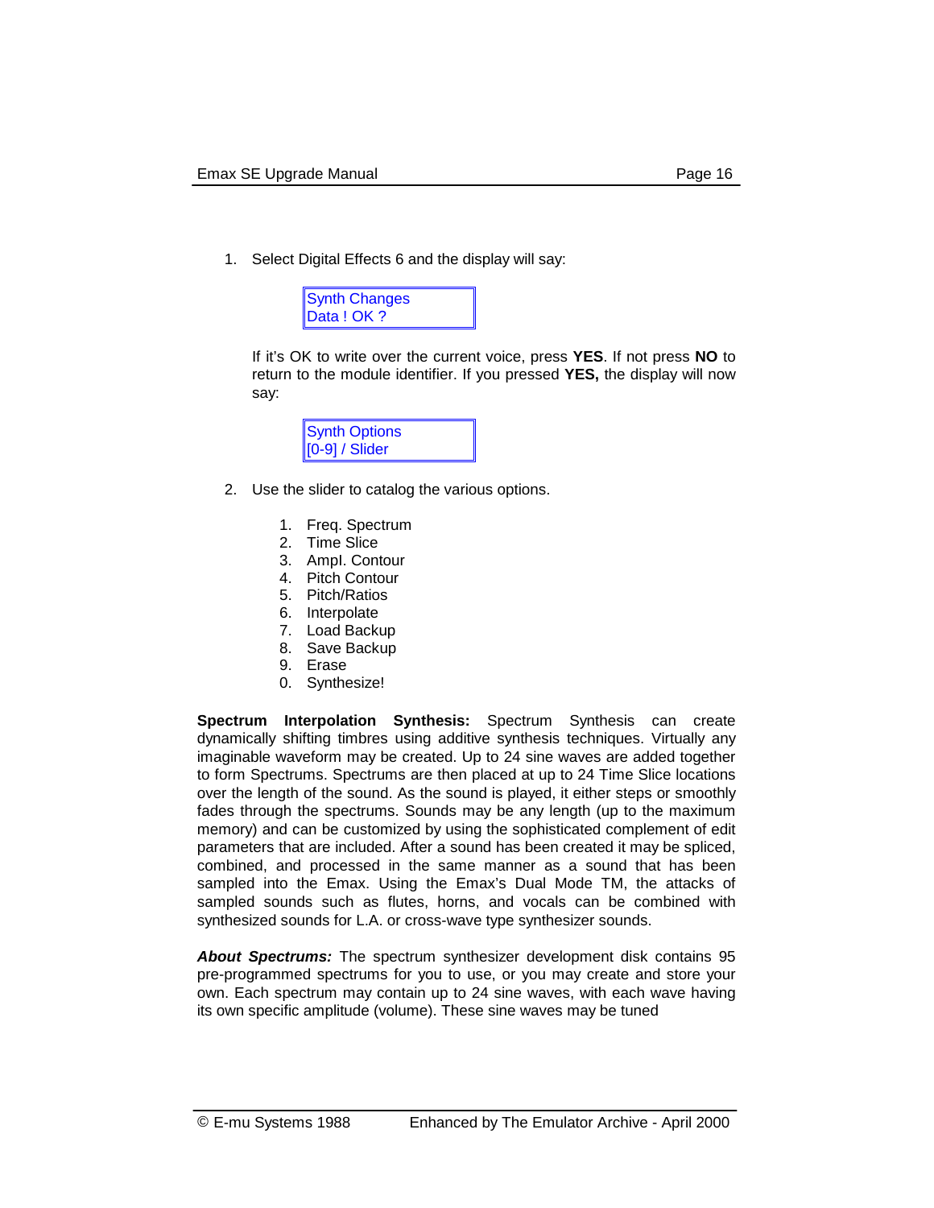1. Select Digital Effects 6 and the display will say:

```
Synth Changes
Data ! OK ?
```

   If it's OK to write over the current voice, press **YES**. If not press **NO** to return to the module identifier. If you pressed **YES,** the display will now say:

```
Synth Options
[0-9] / Slider
```

2. Use the slider to catalog the various options.

   1. Freq. Spectrum
   2. Time Slice
   3. Ampl. Contour
   4. Pitch Contour
   5. Pitch/Ratios
   6. Interpolate
   7. Load Backup
   8. Save Backup
   9. Erase
   0. Synthesize!

**Spectrum Interpolation Synthesis:** Spectrum Synthesis can create dynamically shifting timbres using additive synthesis techniques. Virtually any imaginable waveform may be created. Up to 24 sine waves are added together to form Spectrums. Spectrums are then placed at up to 24 Time Slice locations over the length of the sound. As the sound is played, it either steps or smoothly fades through the spectrums. Sounds may be any length (up to the maximum memory) and can be customized by using the sophisticated complement of edit parameters that are included. After a sound has been created it may be spliced, combined, and processed in the same manner as a sound that has been sampled into the Emax. Using the Emax's Dual Mode TM, the attacks of sampled sounds such as flutes, horns, and vocals can be combined with synthesized sounds for L.A. or cross-wave type synthesizer sounds.

***About Spectrums:*** The spectrum synthesizer development disk contains 95 pre-programmed spectrums for you to use, or you may create and store your own. Each spectrum may contain up to 24 sine waves, with each wave having its own specific amplitude (volume). These sine waves may be tuned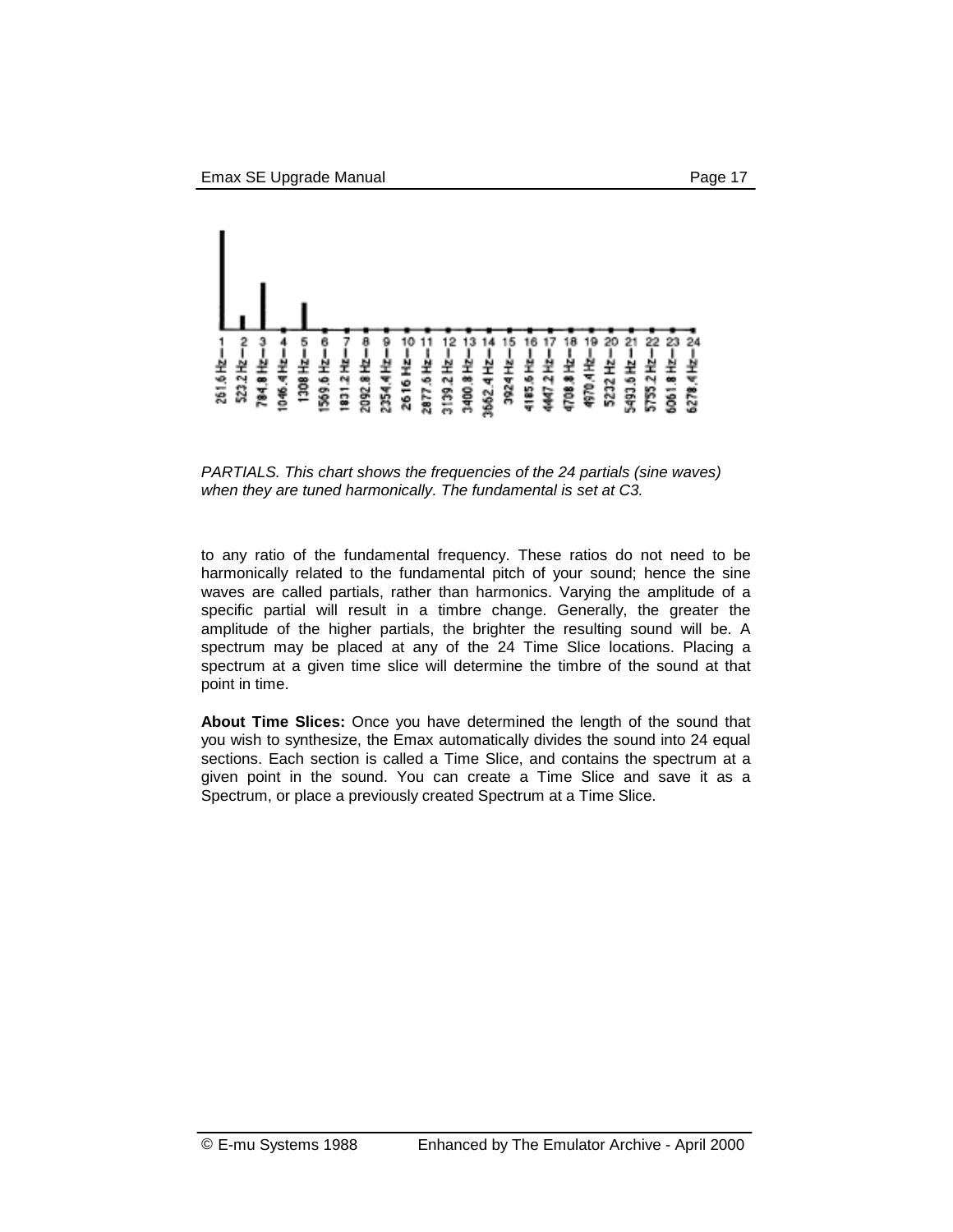*PARTIALS. This chart shows the frequencies of the 24 partials (sine waves) when they are tuned harmonically. The fundamental is set at C3.*

to any ratio of the fundamental frequency. These ratios do not need to be harmonically related to the fundamental pitch of your sound; hence the sine waves are called partials, rather than harmonics. Varying the amplitude of a specific partial will result in a timbre change. Generally, the greater the amplitude of the higher partials, the brighter the resulting sound will be. A spectrum may be placed at any of the 24 Time Slice locations. Placing a spectrum at a given time slice will determine the timbre of the sound at that point in time.

**About Time Slices:** Once you have determined the length of the sound that you wish to synthesize, the Emax automatically divides the sound into 24 equal sections. Each section is called a Time Slice, and contains the spectrum at a given point in the sound. You can create a Time Slice and save it as a Spectrum, or place a previously created Spectrum at a Time Slice.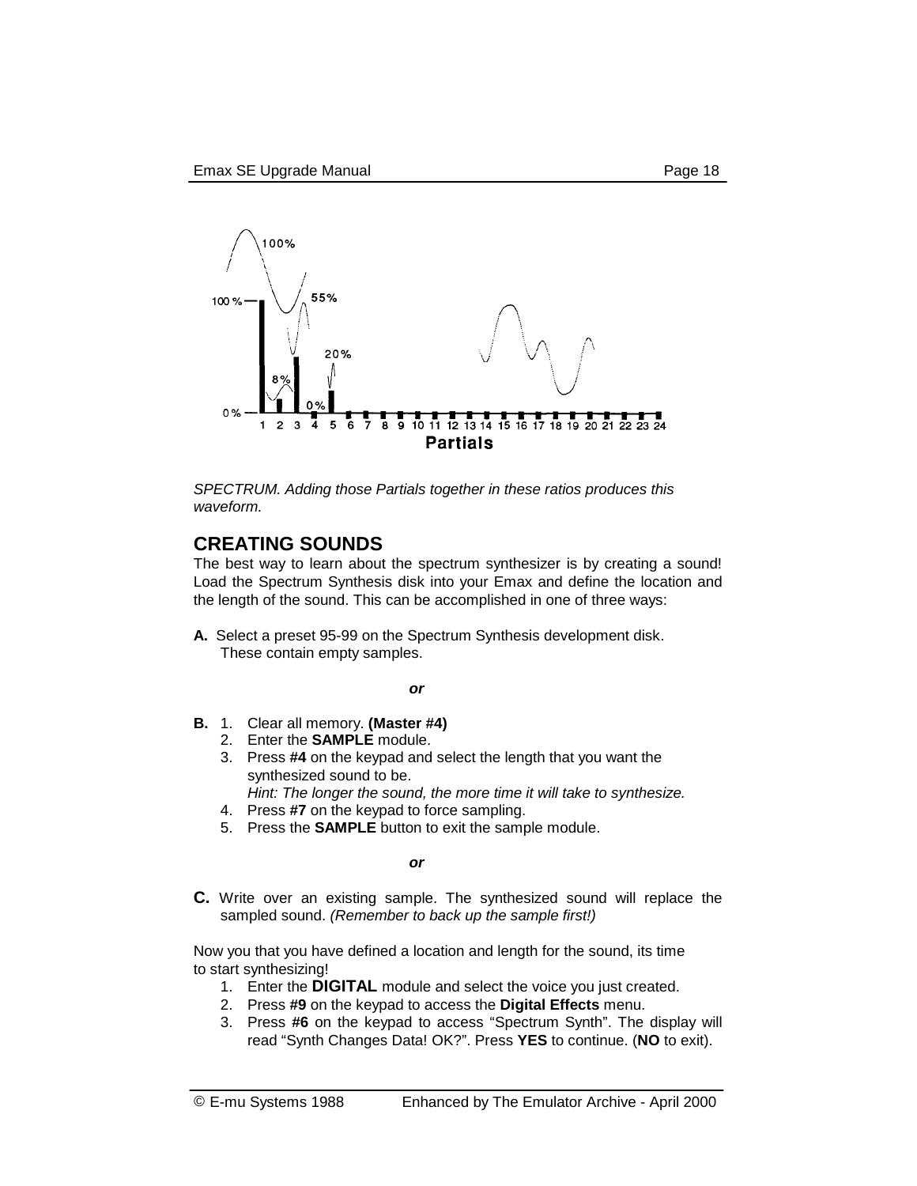*SPECTRUM. Adding those Partials together in these ratios produces this waveform.*

## CREATING SOUNDS

The best way to learn about the spectrum synthesizer is by creating a sound! Load the Spectrum Synthesis disk into your Emax and define the location and the length of the sound. This can be accomplished in one of three ways:

**A.** Select a preset 95-99 on the Spectrum Synthesis development disk. These contain empty samples.

***or***

**B.**
1. Clear all memory. **(Master #4)**
2. Enter the **SAMPLE** module.
3. Press **#4** on the keypad and select the length that you want the synthesized sound to be.
   *Hint: The longer the sound, the more time it will take to synthesize.*
4. Press **#7** on the keypad to force sampling.
5. Press the **SAMPLE** button to exit the sample module.

***or***

**C.** Write over an existing sample. The synthesized sound will replace the sampled sound. *(Remember to back up the sample first!)*

Now you that you have defined a location and length for the sound, its time to start synthesizing!

1. Enter the **DIGITAL** module and select the voice you just created.
2. Press **#9** on the keypad to access the **Digital Effects** menu.
3. Press **#6** on the keypad to access "Spectrum Synth". The display will read "Synth Changes Data! OK?". Press **YES** to continue. (**NO** to exit).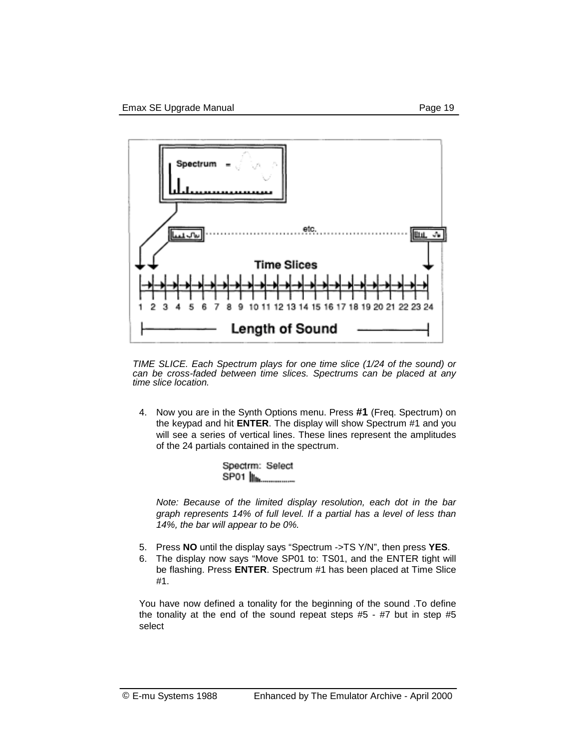*TIME SLICE. Each Spectrum plays for one time slice (1/24 of the sound) or can be cross-faded between time slices. Spectrums can be placed at any time slice location.*

4. Now you are in the Synth Options menu. Press **#1** (Freq. Spectrum) on the keypad and hit **ENTER**. The display will show Spectrum #1 and you will see a series of vertical lines. These lines represent the amplitudes of the 24 partials contained in the spectrum.

```
Spectrm: Select
SP01
```

   *Note: Because of the limited display resolution, each dot in the bar graph represents 14% of full level. If a partial has a level of less than 14%, the bar will appear to be 0%.*

5. Press **NO** until the display says "Spectrum ->TS Y/N", then press **YES**.
6. The display now says "Move SP01 to: TS01, and the ENTER tight will be flashing. Press **ENTER**. Spectrum #1 has been placed at Time Slice #1.

You have now defined a tonality for the beginning of the sound .To define the tonality at the end of the sound repeat steps #5 - #7 but in step #5 select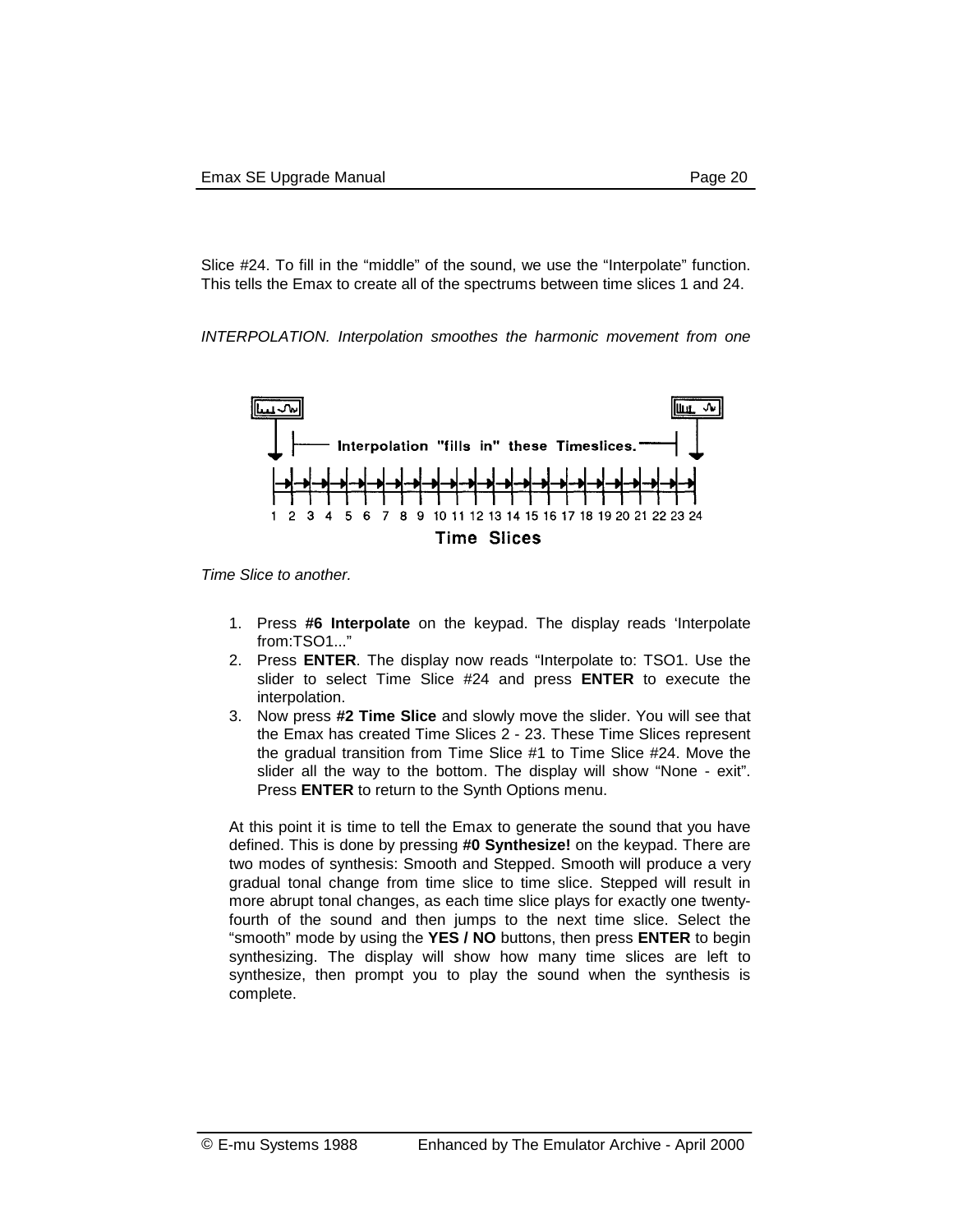Slice #24. To fill in the “middle” of the sound, we use the “Interpolate” function. This tells the Emax to create all of the spectrums between time slices 1 and 24.

*INTERPOLATION. Interpolation smoothes the harmonic movement from one Time Slice to another.*

1. Press **#6 Interpolate** on the keypad. The display reads ‘Interpolate from:TSO1...”
2. Press **ENTER**. The display now reads “Interpolate to: TSO1. Use the slider to select Time Slice #24 and press **ENTER** to execute the interpolation.
3. Now press **#2 Time Slice** and slowly move the slider. You will see that the Emax has created Time Slices 2 - 23. These Time Slices represent the gradual transition from Time Slice #1 to Time Slice #24. Move the slider all the way to the bottom. The display will show “None - exit”. Press **ENTER** to return to the Synth Options menu.

At this point it is time to tell the Emax to generate the sound that you have defined. This is done by pressing **#0 Synthesize!** on the keypad. There are two modes of synthesis: Smooth and Stepped. Smooth will produce a very gradual tonal change from time slice to time slice. Stepped will result in more abrupt tonal changes, as each time slice plays for exactly one twenty-fourth of the sound and then jumps to the next time slice. Select the “smooth” mode by using the **YES / NO** buttons, then press **ENTER** to begin synthesizing. The display will show how many time slices are left to synthesize, then prompt you to play the sound when the synthesis is complete.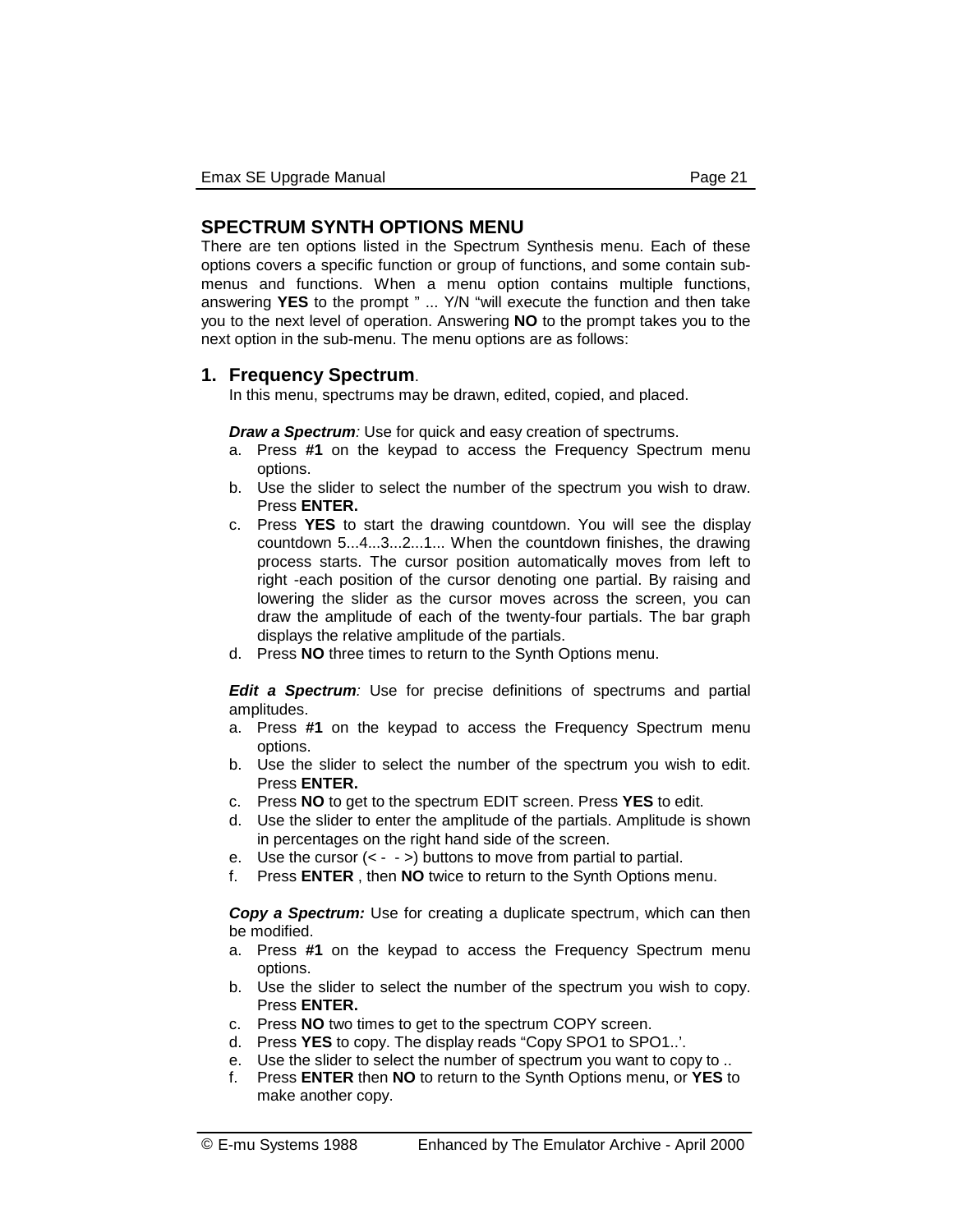## SPECTRUM SYNTH OPTIONS MENU

There are ten options listed in the Spectrum Synthesis menu. Each of these options covers a specific function or group of functions, and some contain sub-menus and functions. When a menu option contains multiple functions, answering **YES** to the prompt " ... Y/N "will execute the function and then take you to the next level of operation. Answering **NO** to the prompt takes you to the next option in the sub-menu. The menu options are as follows:

### 1. Frequency Spectrum.

In this menu, spectrums may be drawn, edited, copied, and placed.

***Draw a Spectrum****:* Use for quick and easy creation of spectrums.

a. Press **#1** on the keypad to access the Frequency Spectrum menu options.
b. Use the slider to select the number of the spectrum you wish to draw. Press **ENTER.**
c. Press **YES** to start the drawing countdown. You will see the display countdown 5...4...3...2...1... When the countdown finishes, the drawing process starts. The cursor position automatically moves from left to right -each position of the cursor denoting one partial. By raising and lowering the slider as the cursor moves across the screen, you can draw the amplitude of each of the twenty-four partials. The bar graph displays the relative amplitude of the partials.
d. Press **NO** three times to return to the Synth Options menu.

***Edit a Spectrum****:* Use for precise definitions of spectrums and partial amplitudes.

a. Press **#1** on the keypad to access the Frequency Spectrum menu options.
b. Use the slider to select the number of the spectrum you wish to edit. Press **ENTER.**
c. Press **NO** to get to the spectrum EDIT screen. Press **YES** to edit.
d. Use the slider to enter the amplitude of the partials. Amplitude is shown in percentages on the right hand side of the screen.
e. Use the cursor (< -  - >) buttons to move from partial to partial.
f. Press **ENTER** , then **NO** twice to return to the Synth Options menu.

***Copy a Spectrum:*** Use for creating a duplicate spectrum, which can then be modified.

a. Press **#1** on the keypad to access the Frequency Spectrum menu options.
b. Use the slider to select the number of the spectrum you wish to copy. Press **ENTER.**
c. Press **NO** two times to get to the spectrum COPY screen.
d. Press **YES** to copy. The display reads "Copy SPO1 to SPO1..'.
e. Use the slider to select the number of spectrum you want to copy to ..
f. Press **ENTER** then **NO** to return to the Synth Options menu, or **YES** to make another copy.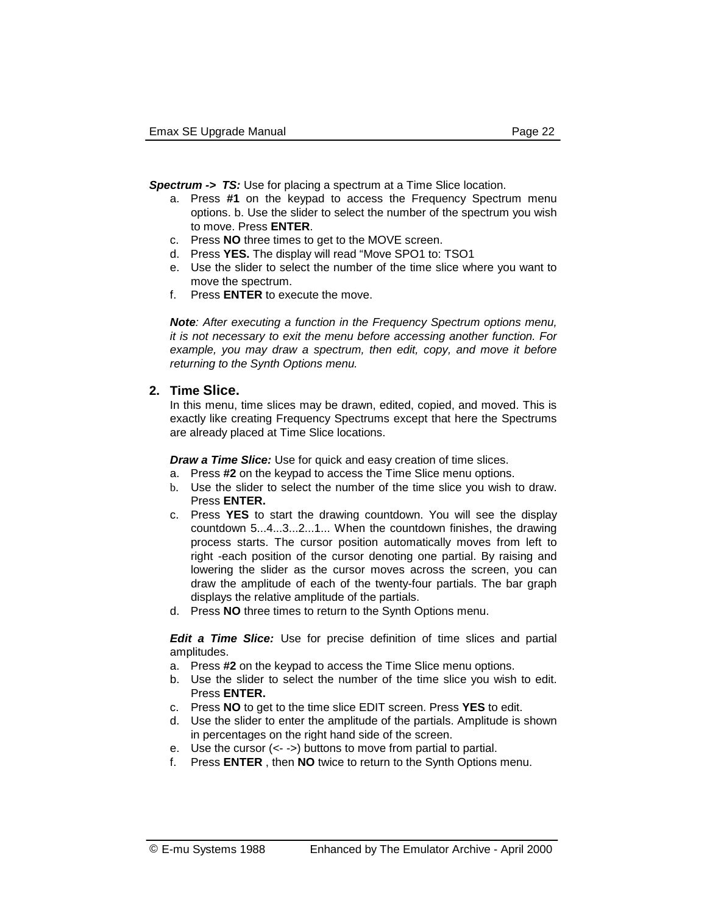***Spectrum -> TS:*** Use for placing a spectrum at a Time Slice location.

a. Press **#1** on the keypad to access the Frequency Spectrum menu options. b. Use the slider to select the number of the spectrum you wish to move. Press **ENTER**.
c. Press **NO** three times to get to the MOVE screen.
d. Press **YES.** The display will read "Move SPO1 to: TSO1
e. Use the slider to select the number of the time slice where you want to move the spectrum.
f. Press **ENTER** to execute the move.

***Note**: After executing a function in the Frequency Spectrum options menu, it is not necessary to exit the menu before accessing another function. For example, you may draw a spectrum, then edit, copy, and move it before returning to the Synth Options menu.*

## 2. Time Slice.

In this menu, time slices may be drawn, edited, copied, and moved. This is exactly like creating Frequency Spectrums except that here the Spectrums are already placed at Time Slice locations.

***Draw a Time Slice:*** Use for quick and easy creation of time slices.

a. Press **#2** on the keypad to access the Time Slice menu options.
b. Use the slider to select the number of the time slice you wish to draw. Press **ENTER.**
c. Press **YES** to start the drawing countdown. You will see the display countdown 5...4...3...2...1... When the countdown finishes, the drawing process starts. The cursor position automatically moves from left to right -each position of the cursor denoting one partial. By raising and lowering the slider as the cursor moves across the screen, you can draw the amplitude of each of the twenty-four partials. The bar graph displays the relative amplitude of the partials.
d. Press **NO** three times to return to the Synth Options menu.

***Edit a Time Slice:*** Use for precise definition of time slices and partial amplitudes.

a. Press **#2** on the keypad to access the Time Slice menu options.
b. Use the slider to select the number of the time slice you wish to edit. Press **ENTER.**
c. Press **NO** to get to the time slice EDIT screen. Press **YES** to edit.
d. Use the slider to enter the amplitude of the partials. Amplitude is shown in percentages on the right hand side of the screen.
e. Use the cursor (<- ->) buttons to move from partial to partial.
f. Press **ENTER** , then **NO** twice to return to the Synth Options menu.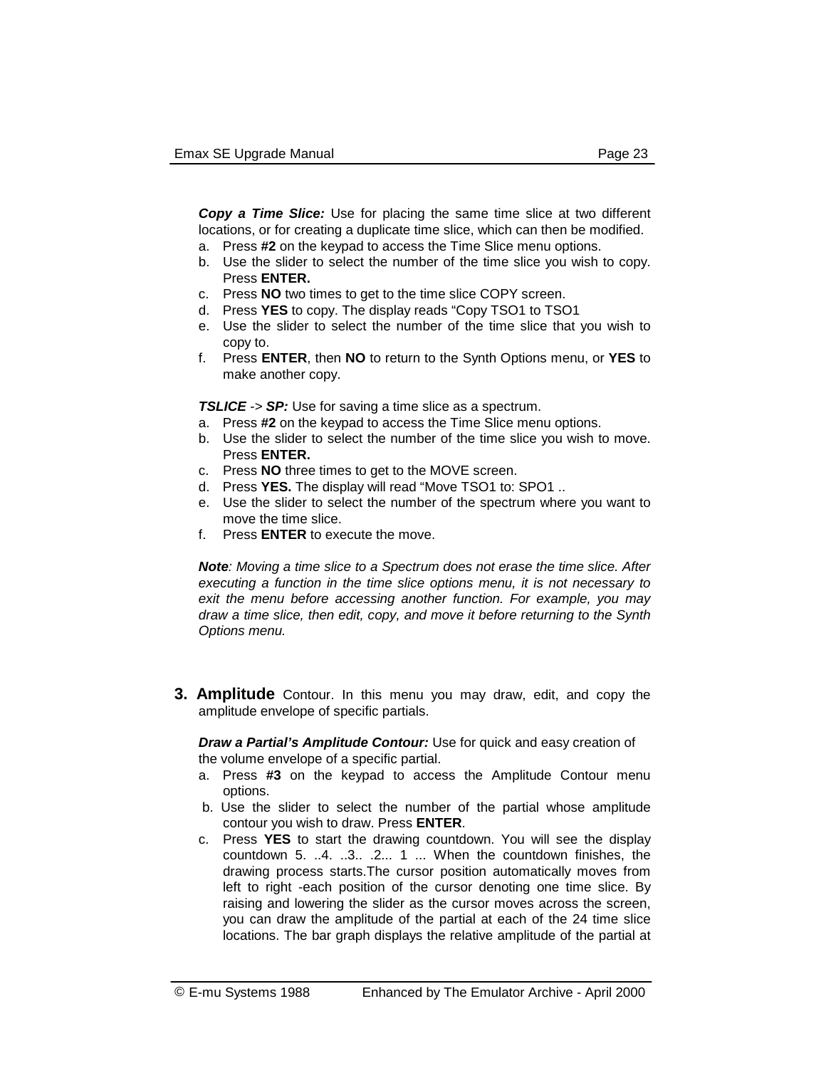***Copy a Time Slice:*** Use for placing the same time slice at two different locations, or for creating a duplicate time slice, which can then be modified.

a. Press **#2** on the keypad to access the Time Slice menu options.
b. Use the slider to select the number of the time slice you wish to copy. Press **ENTER.**
c. Press **NO** two times to get to the time slice COPY screen.
d. Press **YES** to copy. The display reads “Copy TSO1 to TSO1
e. Use the slider to select the number of the time slice that you wish to copy to.
f. Press **ENTER**, then **NO** to return to the Synth Options menu, or **YES** to make another copy.

***TSLICE*** -> ***SP:*** Use for saving a time slice as a spectrum.

a. Press **#2** on the keypad to access the Time Slice menu options.
b. Use the slider to select the number of the time slice you wish to move. Press **ENTER.**
c. Press **NO** three times to get to the MOVE screen.
d. Press **YES.** The display will read “Move TSO1 to: SPO1 ..
e. Use the slider to select the number of the spectrum where you want to move the time slice.
f. Press **ENTER** to execute the move.

***Note**: Moving a time slice to a Spectrum does not erase the time slice. After executing a function in the time slice options menu, it is not necessary to exit the menu before accessing another function. For example, you may draw a time slice, then edit, copy, and move it before returning to the Synth Options menu.*

**3. Amplitude** Contour. In this menu you may draw, edit, and copy the amplitude envelope of specific partials.

***Draw a Partial’s Amplitude Contour:*** Use for quick and easy creation of the volume envelope of a specific partial.

a. Press **#3** on the keypad to access the Amplitude Contour menu options.
b. Use the slider to select the number of the partial whose amplitude contour you wish to draw. Press **ENTER**.
c. Press **YES** to start the drawing countdown. You will see the display countdown 5. ..4. ..3.. .2... 1 ... When the countdown finishes, the drawing process starts.The cursor position automatically moves from left to right -each position of the cursor denoting one time slice. By raising and lowering the slider as the cursor moves across the screen, you can draw the amplitude of the partial at each of the 24 time slice locations. The bar graph displays the relative amplitude of the partial at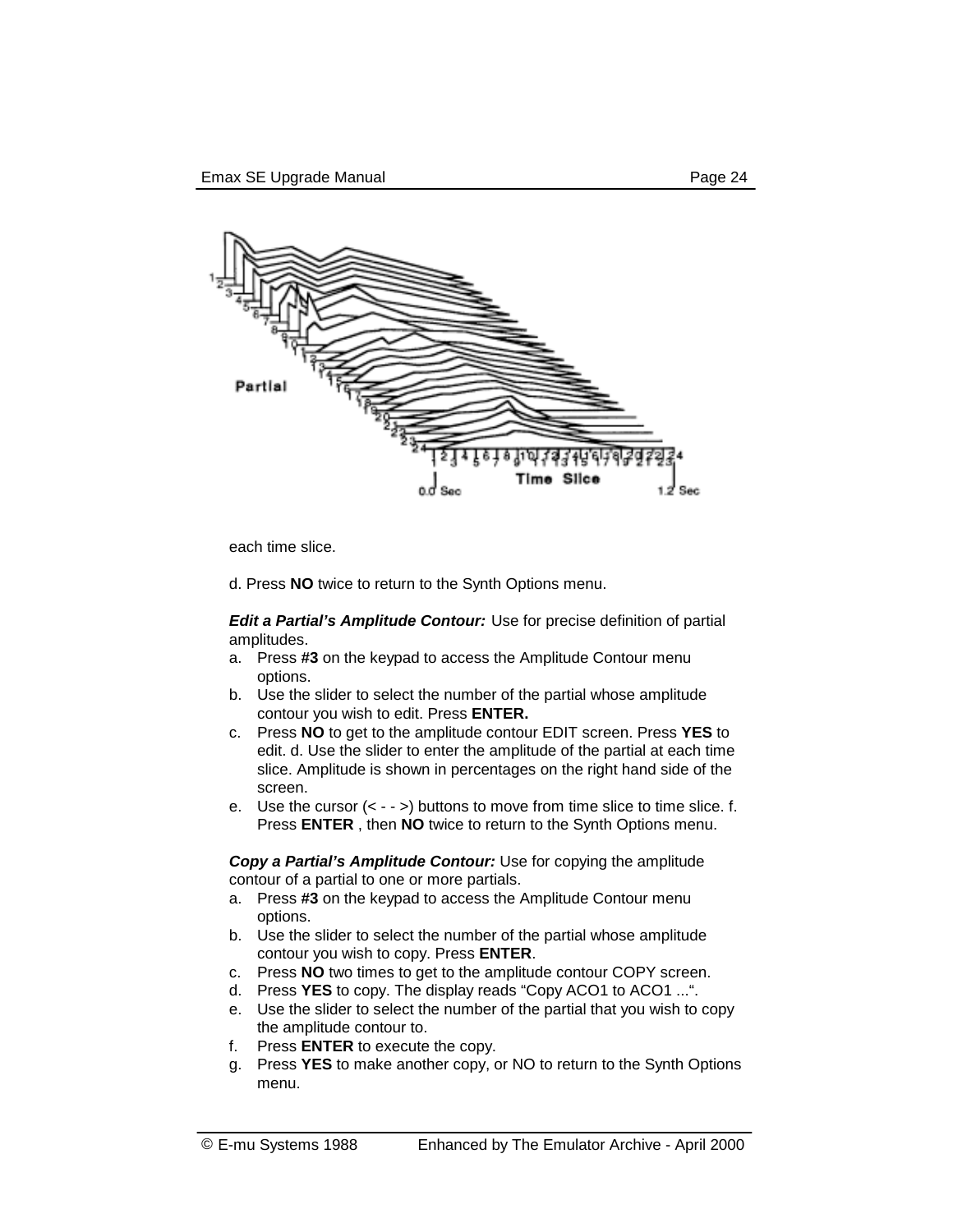each time slice.

d. Press **NO** twice to return to the Synth Options menu.

***Edit a Partial's Amplitude Contour:*** Use for precise definition of partial amplitudes.

a. Press **#3** on the keypad to access the Amplitude Contour menu options.
b. Use the slider to select the number of the partial whose amplitude contour you wish to edit. Press **ENTER.**
c. Press **NO** to get to the amplitude contour EDIT screen. Press **YES** to edit. d. Use the slider to enter the amplitude of the partial at each time slice. Amplitude is shown in percentages on the right hand side of the screen.
e. Use the cursor (< - - >) buttons to move from time slice to time slice. f. Press **ENTER** , then **NO** twice to return to the Synth Options menu.

***Copy a Partial's Amplitude Contour:*** Use for copying the amplitude contour of a partial to one or more partials.

a. Press **#3** on the keypad to access the Amplitude Contour menu options.
b. Use the slider to select the number of the partial whose amplitude contour you wish to copy. Press **ENTER**.
c. Press **NO** two times to get to the amplitude contour COPY screen.
d. Press **YES** to copy. The display reads "Copy ACO1 to ACO1 ...".
e. Use the slider to select the number of the partial that you wish to copy the amplitude contour to.
f. Press **ENTER** to execute the copy.
g. Press **YES** to make another copy, or NO to return to the Synth Options menu.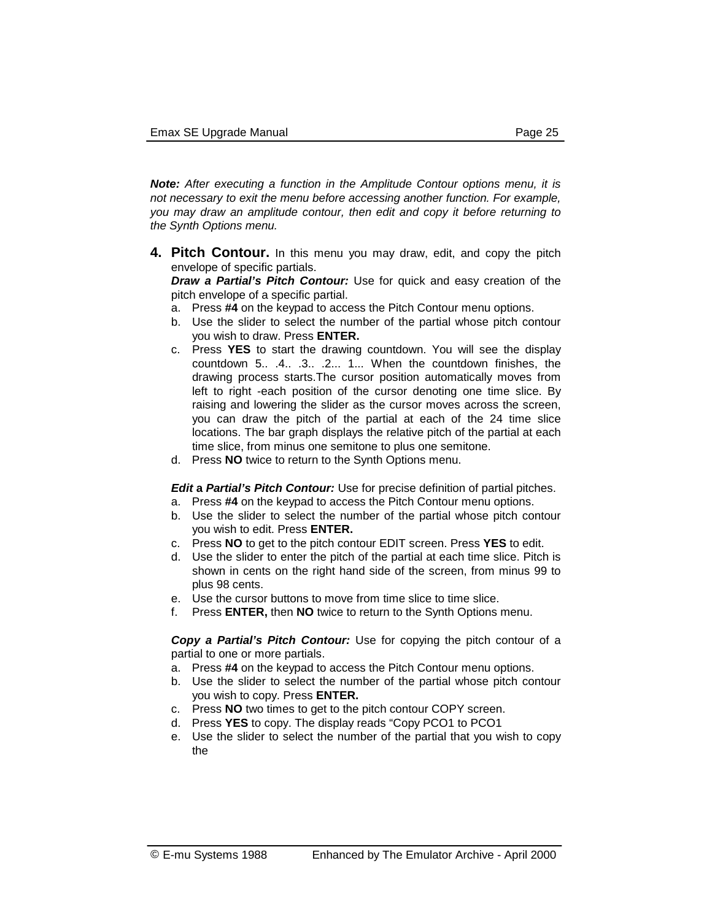***Note:*** *After executing a function in the Amplitude Contour options menu, it is not necessary to exit the menu before accessing another function. For example, you may draw an amplitude contour, then edit and copy it before returning to the Synth Options menu.*

4. **Pitch Contour.** In this menu you may draw, edit, and copy the pitch envelope of specific partials.

   ***Draw a Partial's Pitch Contour:*** Use for quick and easy creation of the pitch envelope of a specific partial.

   a. Press **#4** on the keypad to access the Pitch Contour menu options.
   b. Use the slider to select the number of the partial whose pitch contour you wish to draw. Press **ENTER.**
   c. Press **YES** to start the drawing countdown. You will see the display countdown 5.. .4.. .3.. .2... 1... When the countdown finishes, the drawing process starts.The cursor position automatically moves from left to right -each position of the cursor denoting one time slice. By raising and lowering the slider as the cursor moves across the screen, you can draw the pitch of the partial at each of the 24 time slice locations. The bar graph displays the relative pitch of the partial at each time slice, from minus one semitone to plus one semitone.
   d. Press **NO** twice to return to the Synth Options menu.

   ***Edit* a *Partial's Pitch Contour:*** Use for precise definition of partial pitches.

   a. Press **#4** on the keypad to access the Pitch Contour menu options.
   b. Use the slider to select the number of the partial whose pitch contour you wish to edit. Press **ENTER.**
   c. Press **NO** to get to the pitch contour EDIT screen. Press **YES** to edit.
   d. Use the slider to enter the pitch of the partial at each time slice. Pitch is shown in cents on the right hand side of the screen, from minus 99 to plus 98 cents.
   e. Use the cursor buttons to move from time slice to time slice.
   f. Press **ENTER,** then **NO** twice to return to the Synth Options menu.

   ***Copy a Partial's Pitch Contour:*** Use for copying the pitch contour of a partial to one or more partials.

   a. Press **#4** on the keypad to access the Pitch Contour menu options.
   b. Use the slider to select the number of the partial whose pitch contour you wish to copy. Press **ENTER.**
   c. Press **NO** two times to get to the pitch contour COPY screen.
   d. Press **YES** to copy. The display reads "Copy PCO1 to PCO1
   e. Use the slider to select the number of the partial that you wish to copy the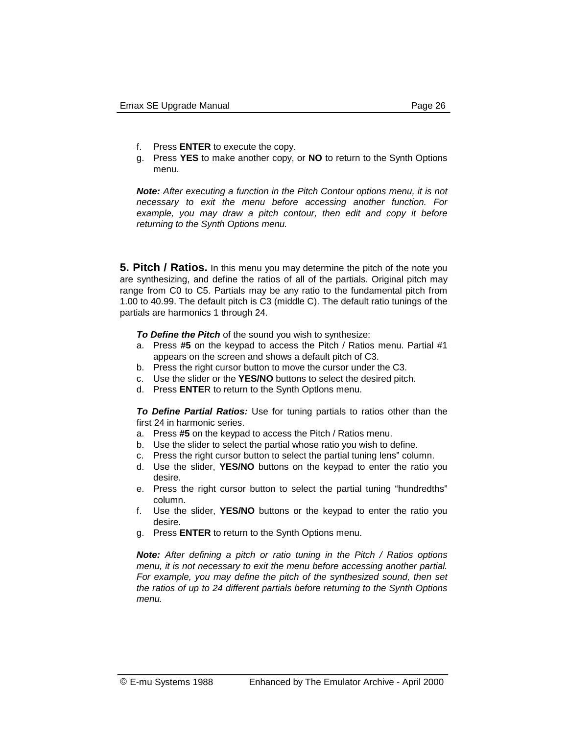f. Press **ENTER** to execute the copy.
g. Press **YES** to make another copy, or **NO** to return to the Synth Options menu.

***Note:*** *After executing a function in the Pitch Contour options menu, it is not necessary to exit the menu before accessing another function. For example, you may draw a pitch contour, then edit and copy it before returning to the Synth Options menu.*

**5. Pitch / Ratios.** In this menu you may determine the pitch of the note you are synthesizing, and define the ratios of all of the partials. Original pitch may range from C0 to C5. Partials may be any ratio to the fundamental pitch from 1.00 to 40.99. The default pitch is C3 (middle C). The default ratio tunings of the partials are harmonics 1 through 24.

***To Define the Pitch*** of the sound you wish to synthesize:

a. Press **#5** on the keypad to access the Pitch / Ratios menu. Partial #1 appears on the screen and shows a default pitch of C3.
b. Press the right cursor button to move the cursor under the C3.
c. Use the slider or the **YES/NO** buttons to select the desired pitch.
d. Press **ENTE**R to return to the Synth OptIons menu.

***To Define Partial Ratios:*** Use for tuning partials to ratios other than the first 24 in harmonic series.

a. Press **#5** on the keypad to access the Pitch / Ratios menu.
b. Use the slider to select the partial whose ratio you wish to define.
c. Press the right cursor button to select the partial tuning lens" column.
d. Use the slider, **YES/NO** buttons on the keypad to enter the ratio you desire.
e. Press the right cursor button to select the partial tuning "hundredths" column.
f. Use the slider, **YES/NO** buttons or the keypad to enter the ratio you desire.
g. Press **ENTER** to return to the Synth Options menu.

***Note:*** *After defining a pitch or ratio tuning in the Pitch / Ratios options menu, it is not necessary to exit the menu before accessing another partial. For example, you may define the pitch of the synthesized sound, then set the ratios of up to 24 different partials before returning to the Synth Options menu.*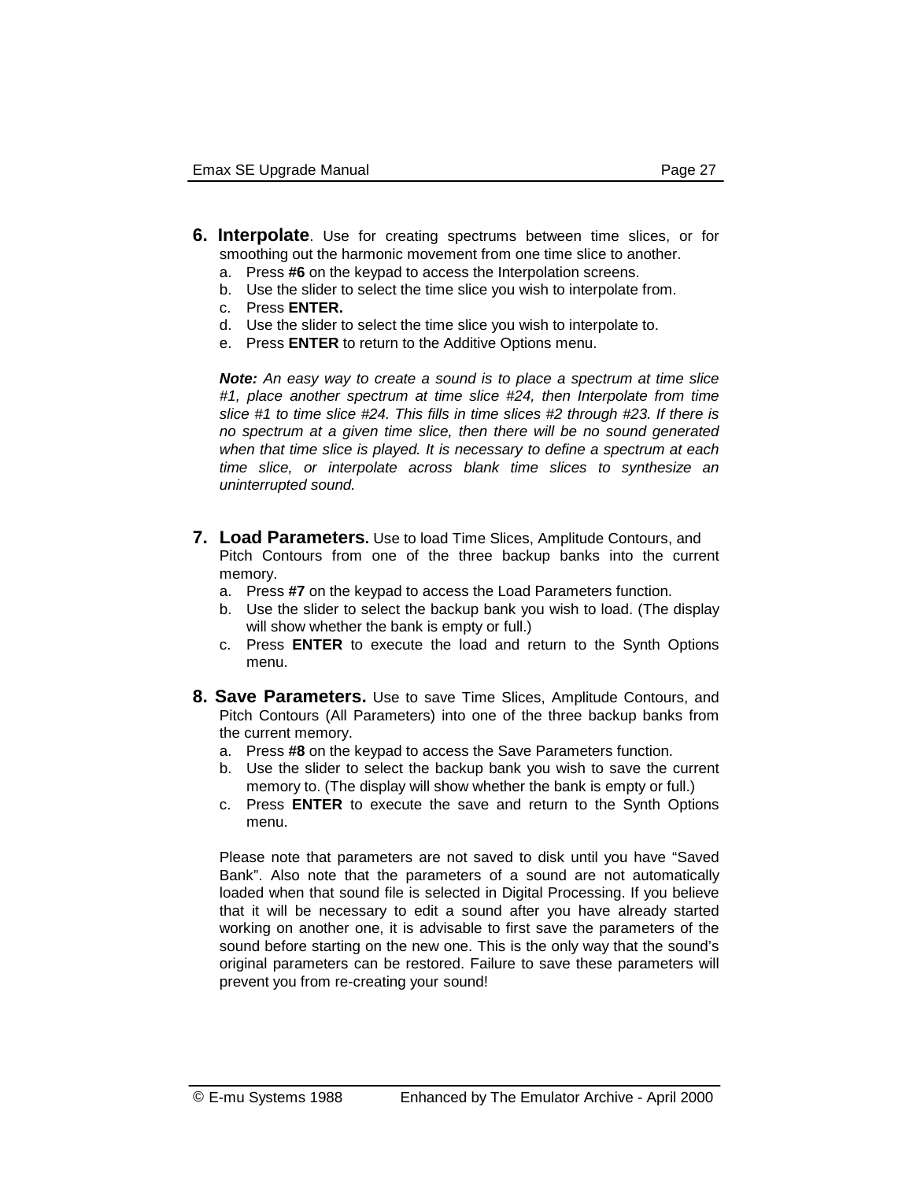6. **Interpolate**. Use for creating spectrums between time slices, or for smoothing out the harmonic movement from one time slice to another.
   a. Press **#6** on the keypad to access the Interpolation screens.
   b. Use the slider to select the time slice you wish to interpolate from.
   c. Press **ENTER.**
   d. Use the slider to select the time slice you wish to interpolate to.
   e. Press **ENTER** to return to the Additive Options menu.

   ***Note:*** *An easy way to create a sound is to place a spectrum at time slice #1, place another spectrum at time slice #24, then Interpolate from time slice #1 to time slice #24. This fills in time slices #2 through #23. If there is no spectrum at a given time slice, then there will be no sound generated when that time slice is played. It is necessary to define a spectrum at each time slice, or interpolate across blank time slices to synthesize an uninterrupted sound.*

7. **Load Parameters.** Use to load Time Slices, Amplitude Contours, and Pitch Contours from one of the three backup banks into the current memory.
   a. Press **#7** on the keypad to access the Load Parameters function.
   b. Use the slider to select the backup bank you wish to load. (The display will show whether the bank is empty or full.)
   c. Press **ENTER** to execute the load and return to the Synth Options menu.

8. **Save Parameters.** Use to save Time Slices, Amplitude Contours, and Pitch Contours (All Parameters) into one of the three backup banks from the current memory.
   a. Press **#8** on the keypad to access the Save Parameters function.
   b. Use the slider to select the backup bank you wish to save the current memory to. (The display will show whether the bank is empty or full.)
   c. Press **ENTER** to execute the save and return to the Synth Options menu.

   Please note that parameters are not saved to disk until you have “Saved Bank”. Also note that the parameters of a sound are not automatically loaded when that sound file is selected in Digital Processing. If you believe that it will be necessary to edit a sound after you have already started working on another one, it is advisable to first save the parameters of the sound before starting on the new one. This is the only way that the sound’s original parameters can be restored. Failure to save these parameters will prevent you from re-creating your sound!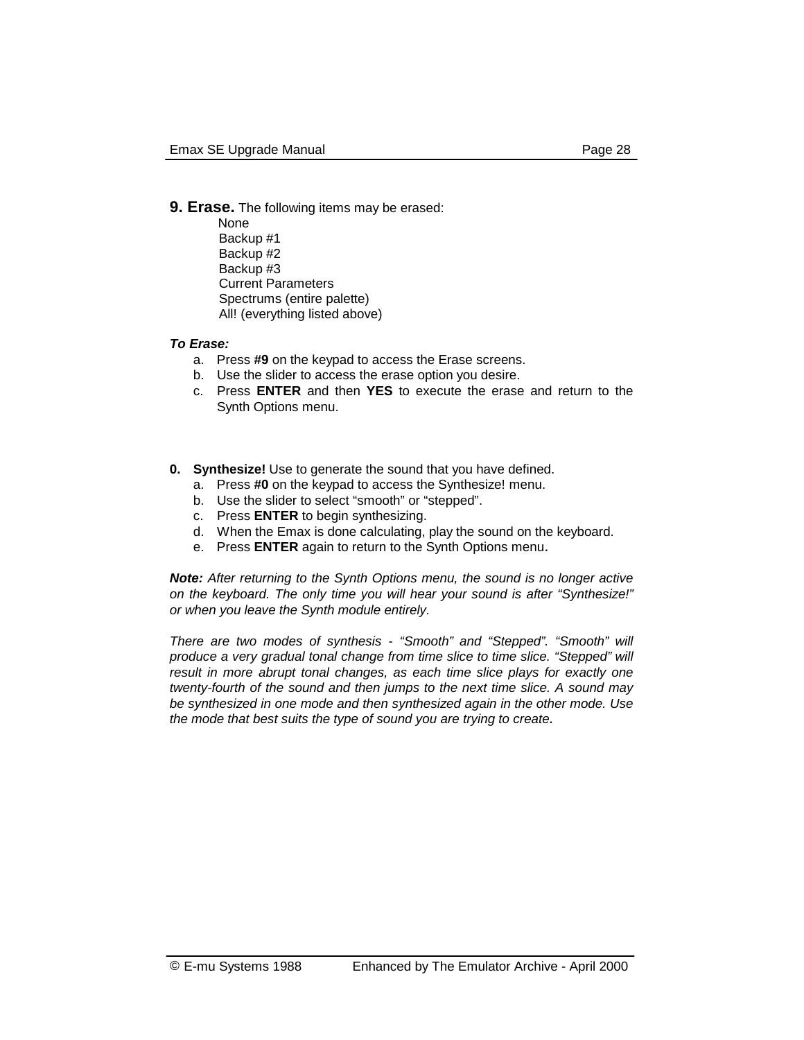**9. Erase.** The following items may be erased:

- None
- Backup #1
- Backup #2
- Backup #3
- Current Parameters
- Spectrums (entire palette)
- All! (everything listed above)

***To Erase:***

a. Press **#9** on the keypad to access the Erase screens.
b. Use the slider to access the erase option you desire.
c. Press **ENTER** and then **YES** to execute the erase and return to the Synth Options menu.

**0. Synthesize!** Use to generate the sound that you have defined.

a. Press **#0** on the keypad to access the Synthesize! menu.
b. Use the slider to select "smooth" or "stepped".
c. Press **ENTER** to begin synthesizing.
d. When the Emax is done calculating, play the sound on the keyboard.
e. Press **ENTER** again to return to the Synth Options menu.

***Note:*** *After returning to the Synth Options menu, the sound is no longer active on the keyboard. The only time you will hear your sound is after "Synthesize!" or when you leave the Synth module entirely.*

*There are two modes of synthesis - "Smooth" and "Stepped". "Smooth" will produce a very gradual tonal change from time slice to time slice. "Stepped" will result in more abrupt tonal changes, as each time slice plays for exactly one twenty-fourth of the sound and then jumps to the next time slice. A sound may be synthesized in one mode and then synthesized again in the other mode. Use the mode that best suits the type of sound you are trying to create.*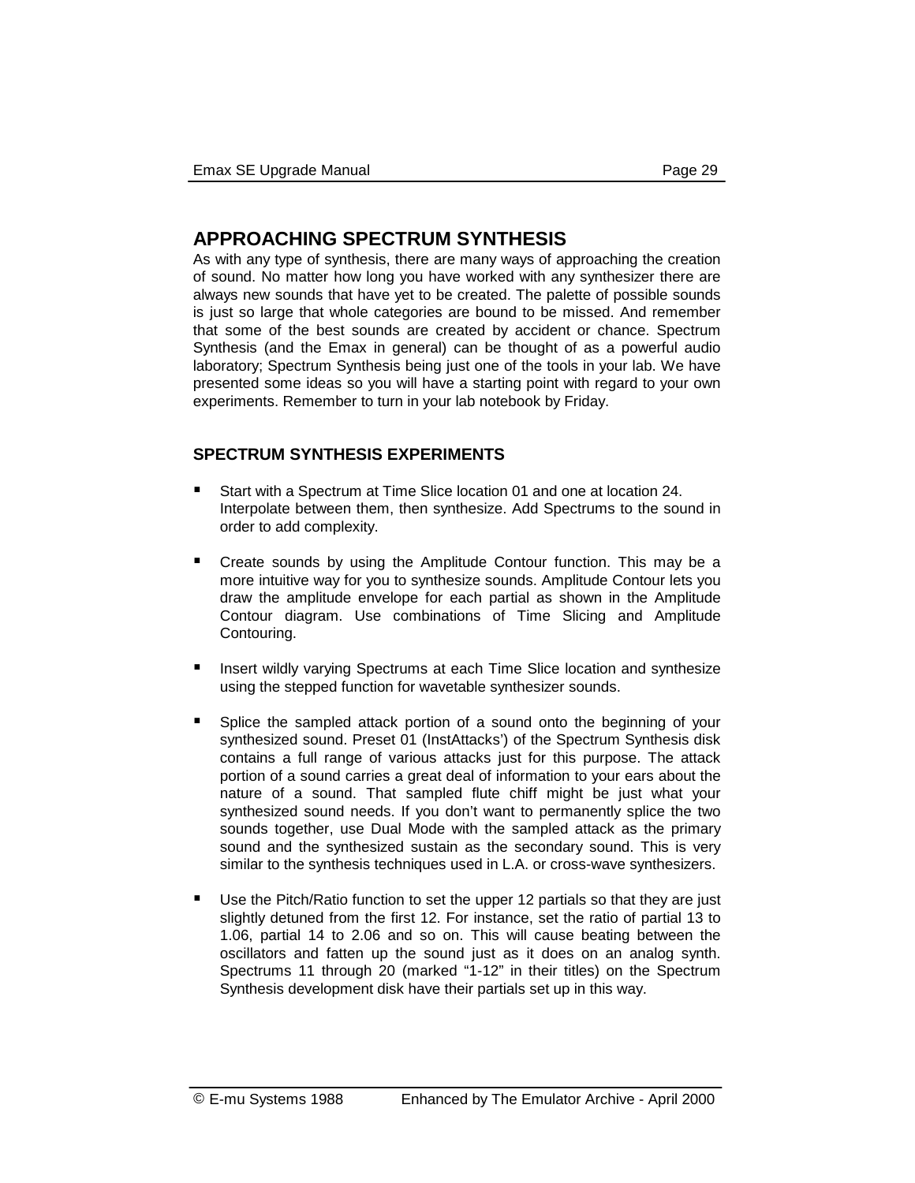## APPROACHING SPECTRUM SYNTHESIS

As with any type of synthesis, there are many ways of approaching the creation of sound. No matter how long you have worked with any synthesizer there are always new sounds that have yet to be created. The palette of possible sounds is just so large that whole categories are bound to be missed. And remember that some of the best sounds are created by accident or chance. Spectrum Synthesis (and the Emax in general) can be thought of as a powerful audio laboratory; Spectrum Synthesis being just one of the tools in your lab. We have presented some ideas so you will have a starting point with regard to your own experiments. Remember to turn in your lab notebook by Friday.

### SPECTRUM SYNTHESIS EXPERIMENTS

- Start with a Spectrum at Time Slice location 01 and one at location 24. Interpolate between them, then synthesize. Add Spectrums to the sound in order to add complexity.
- Create sounds by using the Amplitude Contour function. This may be a more intuitive way for you to synthesize sounds. Amplitude Contour lets you draw the amplitude envelope for each partial as shown in the Amplitude Contour diagram. Use combinations of Time Slicing and Amplitude Contouring.
- Insert wildly varying Spectrums at each Time Slice location and synthesize using the stepped function for wavetable synthesizer sounds.
- Splice the sampled attack portion of a sound onto the beginning of your synthesized sound. Preset 01 (InstAttacks') of the Spectrum Synthesis disk contains a full range of various attacks just for this purpose. The attack portion of a sound carries a great deal of information to your ears about the nature of a sound. That sampled flute chiff might be just what your synthesized sound needs. If you don't want to permanently splice the two sounds together, use Dual Mode with the sampled attack as the primary sound and the synthesized sustain as the secondary sound. This is very similar to the synthesis techniques used in L.A. or cross-wave synthesizers.
- Use the Pitch/Ratio function to set the upper 12 partials so that they are just slightly detuned from the first 12. For instance, set the ratio of partial 13 to 1.06, partial 14 to 2.06 and so on. This will cause beating between the oscillators and fatten up the sound just as it does on an analog synth. Spectrums 11 through 20 (marked "1-12" in their titles) on the Spectrum Synthesis development disk have their partials set up in this way.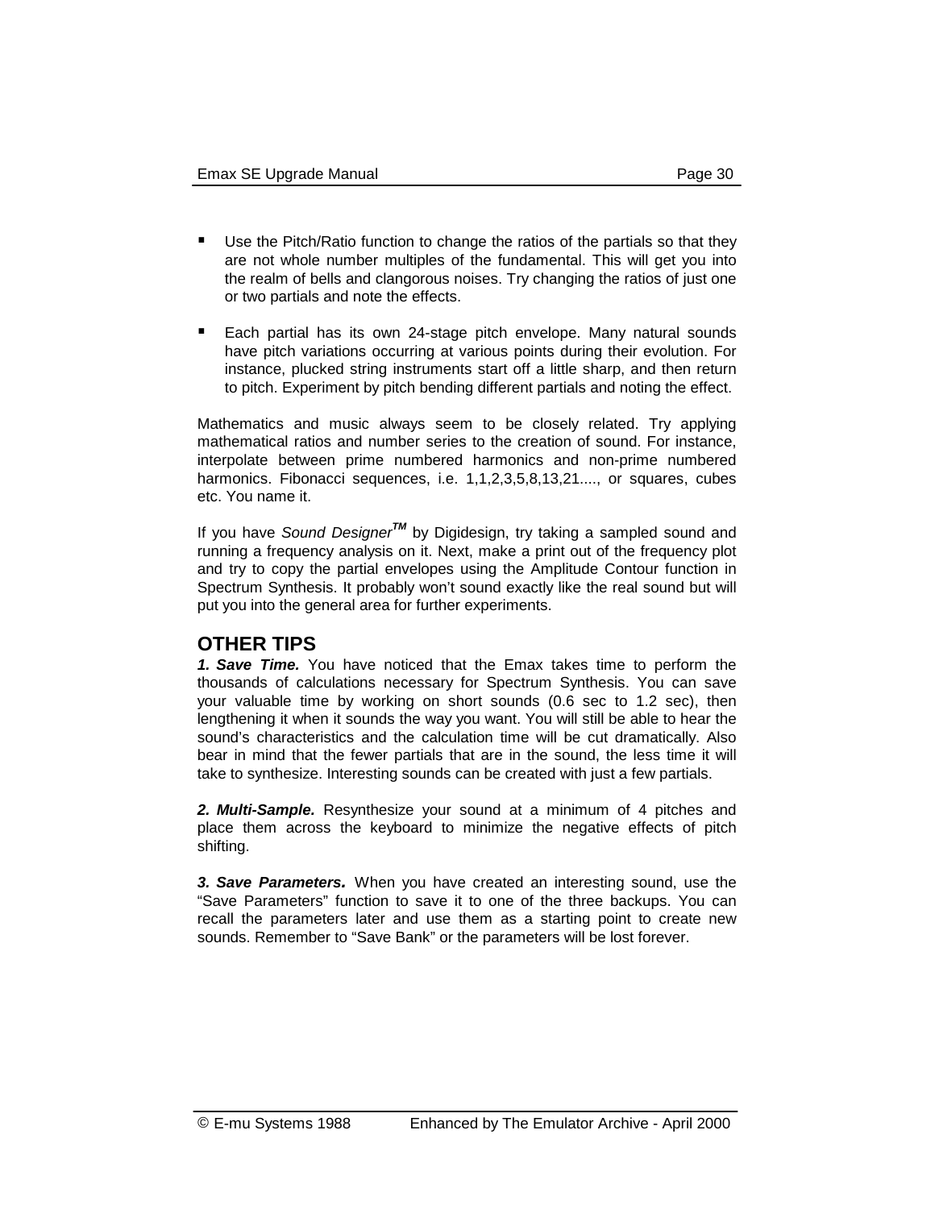- Use the Pitch/Ratio function to change the ratios of the partials so that they are not whole number multiples of the fundamental. This will get you into the realm of bells and clangorous noises. Try changing the ratios of just one or two partials and note the effects.

- Each partial has its own 24-stage pitch envelope. Many natural sounds have pitch variations occurring at various points during their evolution. For instance, plucked string instruments start off a little sharp, and then return to pitch. Experiment by pitch bending different partials and noting the effect.

Mathematics and music always seem to be closely related. Try applying mathematical ratios and number series to the creation of sound. For instance, interpolate between prime numbered harmonics and non-prime numbered harmonics. Fibonacci sequences, i.e. 1,1,2,3,5,8,13,21...., or squares, cubes etc. You name it.

If you have *Sound Designer™* by Digidesign, try taking a sampled sound and running a frequency analysis on it. Next, make a print out of the frequency plot and try to copy the partial envelopes using the Amplitude Contour function in Spectrum Synthesis. It probably won't sound exactly like the real sound but will put you into the general area for further experiments.

## OTHER TIPS

***1. Save Time.*** You have noticed that the Emax takes time to perform the thousands of calculations necessary for Spectrum Synthesis. You can save your valuable time by working on short sounds (0.6 sec to 1.2 sec), then lengthening it when it sounds the way you want. You will still be able to hear the sound's characteristics and the calculation time will be cut dramatically. Also bear in mind that the fewer partials that are in the sound, the less time it will take to synthesize. Interesting sounds can be created with just a few partials.

***2. Multi-Sample.*** Resynthesize your sound at a minimum of 4 pitches and place them across the keyboard to minimize the negative effects of pitch shifting.

***3. Save Parameters.*** When you have created an interesting sound, use the "Save Parameters" function to save it to one of the three backups. You can recall the parameters later and use them as a starting point to create new sounds. Remember to "Save Bank" or the parameters will be lost forever.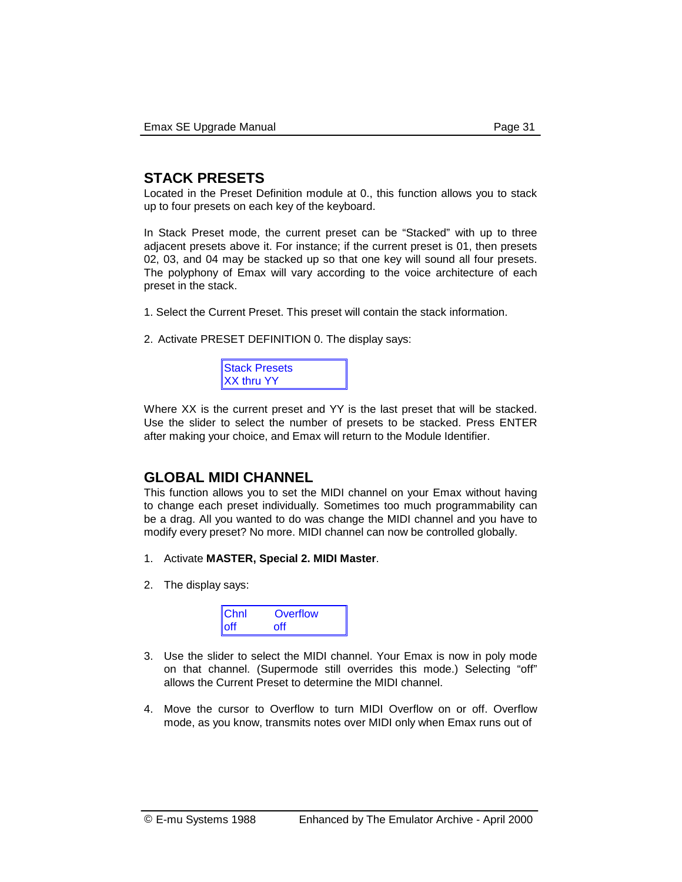## STACK PRESETS

Located in the Preset Definition module at 0., this function allows you to stack up to four presets on each key of the keyboard.

In Stack Preset mode, the current preset can be "Stacked" with up to three adjacent presets above it. For instance; if the current preset is 01, then presets 02, 03, and 04 may be stacked up so that one key will sound all four presets. The polyphony of Emax will vary according to the voice architecture of each preset in the stack.

1. Select the Current Preset. This preset will contain the stack information.

2. Activate PRESET DEFINITION 0. The display says:

```
Stack Presets
XX thru YY
```

Where XX is the current preset and YY is the last preset that will be stacked. Use the slider to select the number of presets to be stacked. Press ENTER after making your choice, and Emax will return to the Module Identifier.

## GLOBAL MIDI CHANNEL

This function allows you to set the MIDI channel on your Emax without having to change each preset individually. Sometimes too much programmability can be a drag. All you wanted to do was change the MIDI channel and you have to modify every preset? No more. MIDI channel can now be controlled globally.

1. Activate **MASTER, Special 2. MIDI Master**.

2. The display says:

```
Chnl      Overflow
off       off
```

3. Use the slider to select the MIDI channel. Your Emax is now in poly mode on that channel. (Supermode still overrides this mode.) Selecting "off" allows the Current Preset to determine the MIDI channel.

4. Move the cursor to Overflow to turn MIDI Overflow on or off. Overflow mode, as you know, transmits notes over MIDI only when Emax runs out of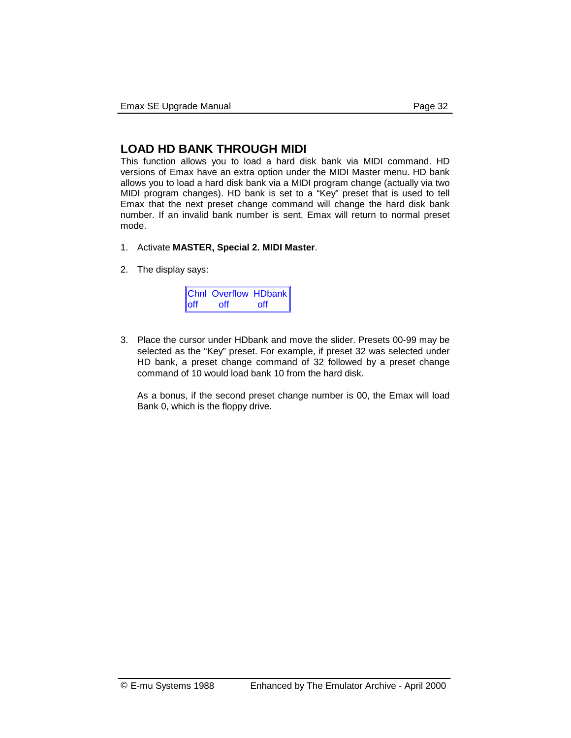## LOAD HD BANK THROUGH MIDI

This function allows you to load a hard disk bank via MIDI command. HD versions of Emax have an extra option under the MIDI Master menu. HD bank allows you to load a hard disk bank via a MIDI program change (actually via two MIDI program changes). HD bank is set to a “Key” preset that is used to tell Emax that the next preset change command will change the hard disk bank number. If an invalid bank number is sent, Emax will return to normal preset mode.

1. Activate **MASTER, Special 2. MIDI Master**.

2. The display says:

```
Chnl  Overflow  HDbank
off      off          off
```

3. Place the cursor under HDbank and move the slider. Presets 00-99 may be selected as the “Key” preset. For example, if preset 32 was selected under HD bank, a preset change command of 32 followed by a preset change command of 10 would load bank 10 from the hard disk.

   As a bonus, if the second preset change number is 00, the Emax will load Bank 0, which is the floppy drive.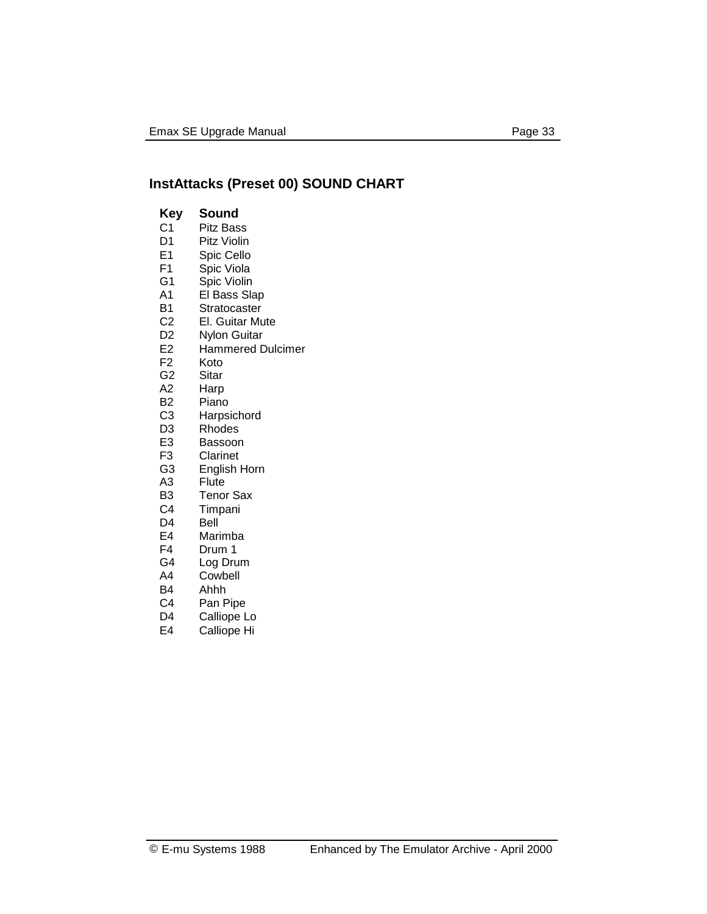## InstAttacks (Preset 00) SOUND CHART

| Key | Sound |
|---|---|
| C1 | Pitz Bass |
| D1 | Pitz Violin |
| E1 | Spic Cello |
| F1 | Spic Viola |
| G1 | Spic Violin |
| A1 | El Bass Slap |
| B1 | Stratocaster |
| C2 | El. Guitar Mute |
| D2 | Nylon Guitar |
| E2 | Hammered Dulcimer |
| F2 | Koto |
| G2 | Sitar |
| A2 | Harp |
| B2 | Piano |
| C3 | Harpsichord |
| D3 | Rhodes |
| E3 | Bassoon |
| F3 | Clarinet |
| G3 | English Horn |
| A3 | Flute |
| B3 | Tenor Sax |
| C4 | Timpani |
| D4 | Bell |
| E4 | Marimba |
| F4 | Drum 1 |
| G4 | Log Drum |
| A4 | Cowbell |
| B4 | Ahhh |
| C4 | Pan Pipe |
| D4 | Calliope Lo |
| E4 | Calliope Hi |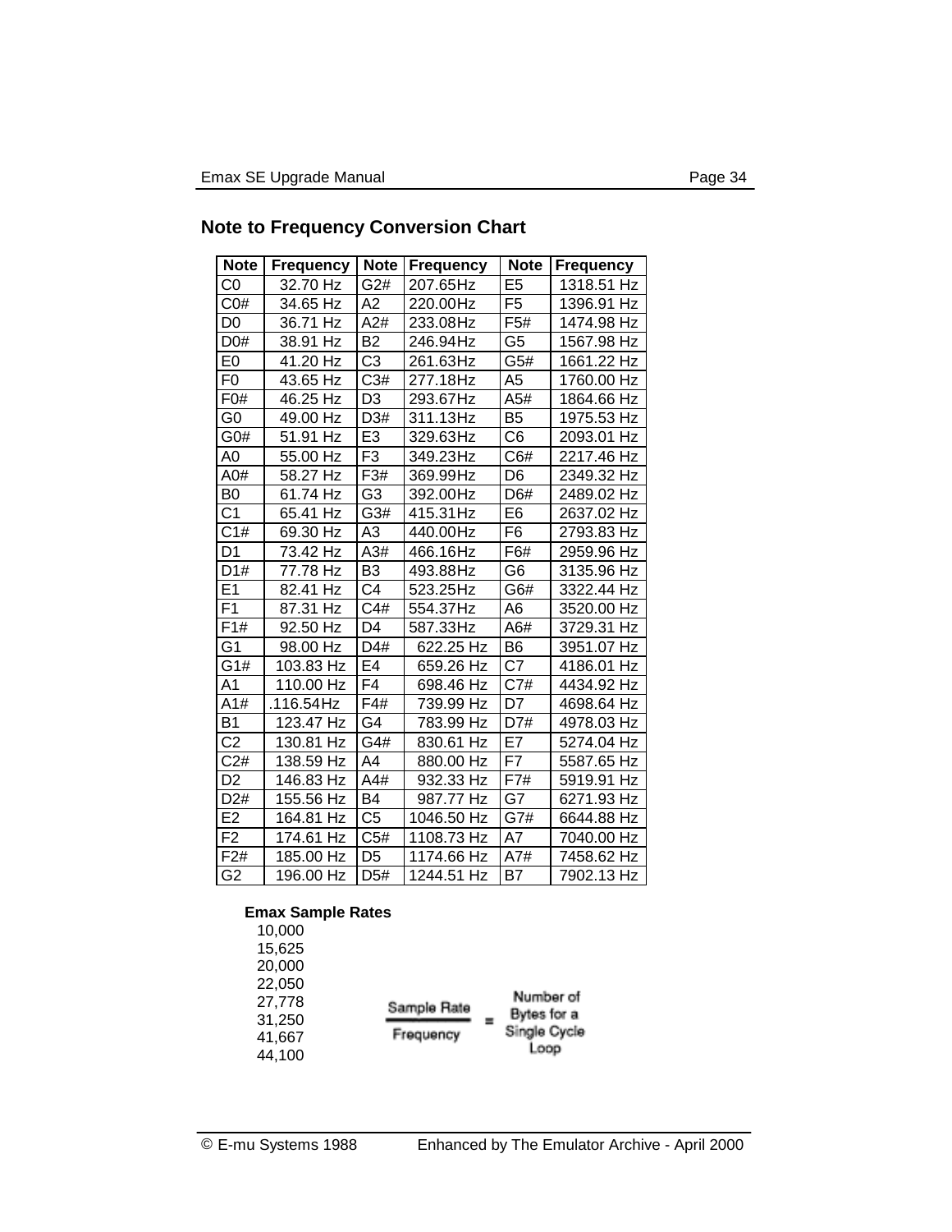## Note to Frequency Conversion Chart

| Note | Frequency | Note | Frequency | Note | Frequency |
|---|---|---|---|---|---|
| C0 | 32.70 Hz | G2# | 207.65Hz | E5 | 1318.51 Hz |
| C0# | 34.65 Hz | A2 | 220.00Hz | F5 | 1396.91 Hz |
| D0 | 36.71 Hz | A2# | 233.08Hz | F5# | 1474.98 Hz |
| D0# | 38.91 Hz | B2 | 246.94Hz | G5 | 1567.98 Hz |
| E0 | 41.20 Hz | C3 | 261.63Hz | G5# | 1661.22 Hz |
| F0 | 43.65 Hz | C3# | 277.18Hz | A5 | 1760.00 Hz |
| F0# | 46.25 Hz | D3 | 293.67Hz | A5# | 1864.66 Hz |
| G0 | 49.00 Hz | D3# | 311.13Hz | B5 | 1975.53 Hz |
| G0# | 51.91 Hz | E3 | 329.63Hz | C6 | 2093.01 Hz |
| A0 | 55.00 Hz | F3 | 349.23Hz | C6# | 2217.46 Hz |
| A0# | 58.27 Hz | F3# | 369.99Hz | D6 | 2349.32 Hz |
| B0 | 61.74 Hz | G3 | 392.00Hz | D6# | 2489.02 Hz |
| C1 | 65.41 Hz | G3# | 415.31Hz | E6 | 2637.02 Hz |
| C1# | 69.30 Hz | A3 | 440.00Hz | F6 | 2793.83 Hz |
| D1 | 73.42 Hz | A3# | 466.16Hz | F6# | 2959.96 Hz |
| D1# | 77.78 Hz | B3 | 493.88Hz | G6 | 3135.96 Hz |
| E1 | 82.41 Hz | C4 | 523.25Hz | G6# | 3322.44 Hz |
| F1 | 87.31 Hz | C4# | 554.37Hz | A6 | 3520.00 Hz |
| F1# | 92.50 Hz | D4 | 587.33Hz | A6# | 3729.31 Hz |
| G1 | 98.00 Hz | D4# | 622.25 Hz | B6 | 3951.07 Hz |
| G1# | 103.83 Hz | E4 | 659.26 Hz | C7 | 4186.01 Hz |
| A1 | 110.00 Hz | F4 | 698.46 Hz | C7# | 4434.92 Hz |
| A1# | .116.54Hz | F4# | 739.99 Hz | D7 | 4698.64 Hz |
| B1 | 123.47 Hz | G4 | 783.99 Hz | D7# | 4978.03 Hz |
| C2 | 130.81 Hz | G4# | 830.61 Hz | E7 | 5274.04 Hz |
| C2# | 138.59 Hz | A4 | 880.00 Hz | F7 | 5587.65 Hz |
| D2 | 146.83 Hz | A4# | 932.33 Hz | F7# | 5919.91 Hz |
| D2# | 155.56 Hz | B4 | 987.77 Hz | G7 | 6271.93 Hz |
| E2 | 164.81 Hz | C5 | 1046.50 Hz | G7# | 6644.88 Hz |
| F2 | 174.61 Hz | C5# | 1108.73 Hz | A7 | 7040.00 Hz |
| F2# | 185.00 Hz | D5 | 1174.66 Hz | A7# | 7458.62 Hz |
| G2 | 196.00 Hz | D5# | 1244.51 Hz | B7 | 7902.13 Hz |

**Emax Sample Rates**

10,000
15,625
20,000
22,050
27,778
31,250
41,667
44,100

$$\frac{\text{Sample Rate}}{\text{Frequency}} = \text{Number of Bytes for a Single Cycle Loop}$$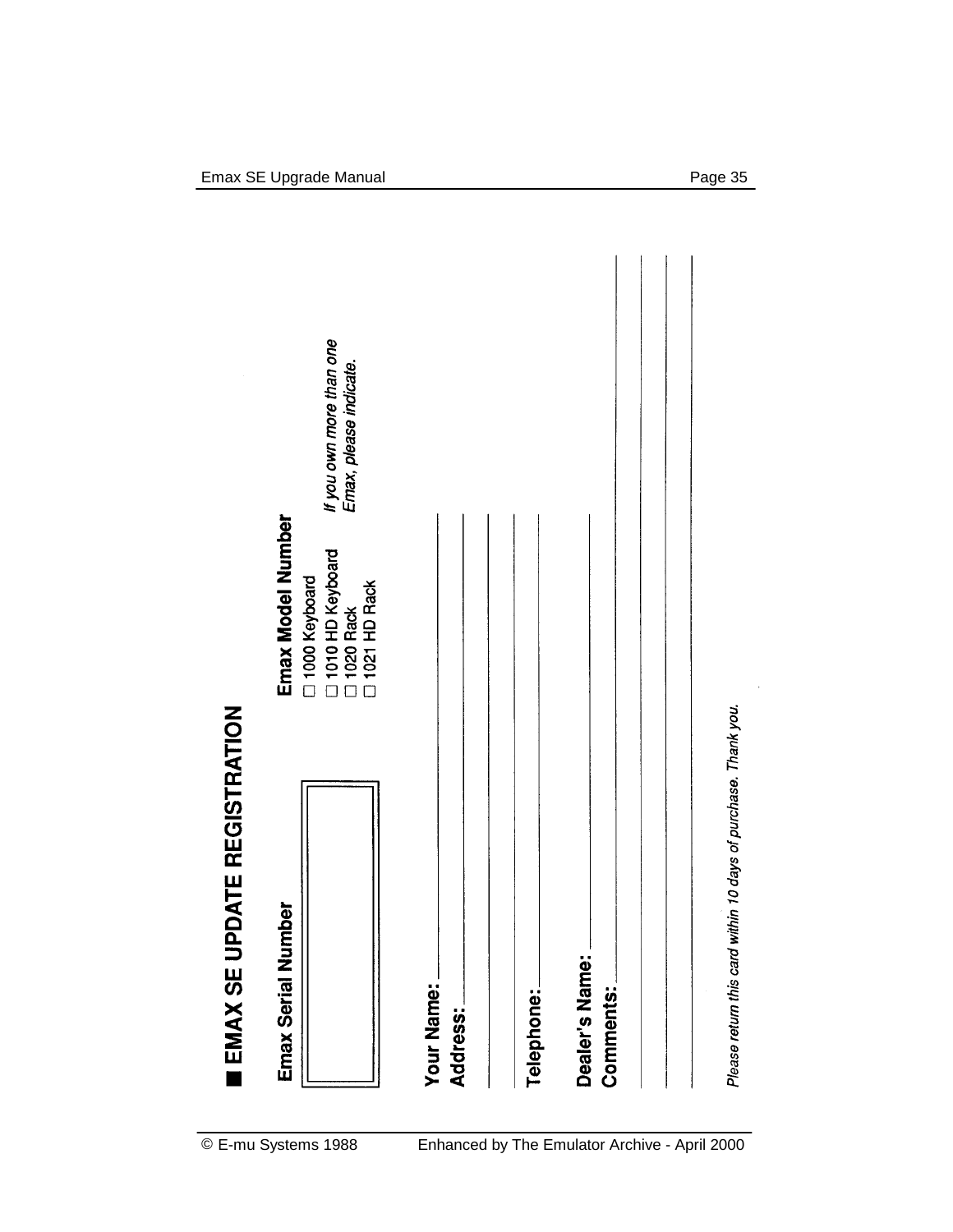## ■ EMAX SE UPDATE REGISTRATION

**Emax Serial Number**

[ ]

**Emax Model Number**

- ☐ 1000 Keyboard
- ☐ 1010 HD Keyboard
- ☐ 1020 Rack
- ☐ 1021 HD Rack

*If you own more than one Emax, please indicate.*

**Your Name:** ____________________

**Address:** ____________________

____________________

____________________

**Telephone:** ____________________

**Dealer's Name:** ____________________

**Comments:** ____________________

____________________

____________________

*Please return this card within 10 days of purchase. Thank you.*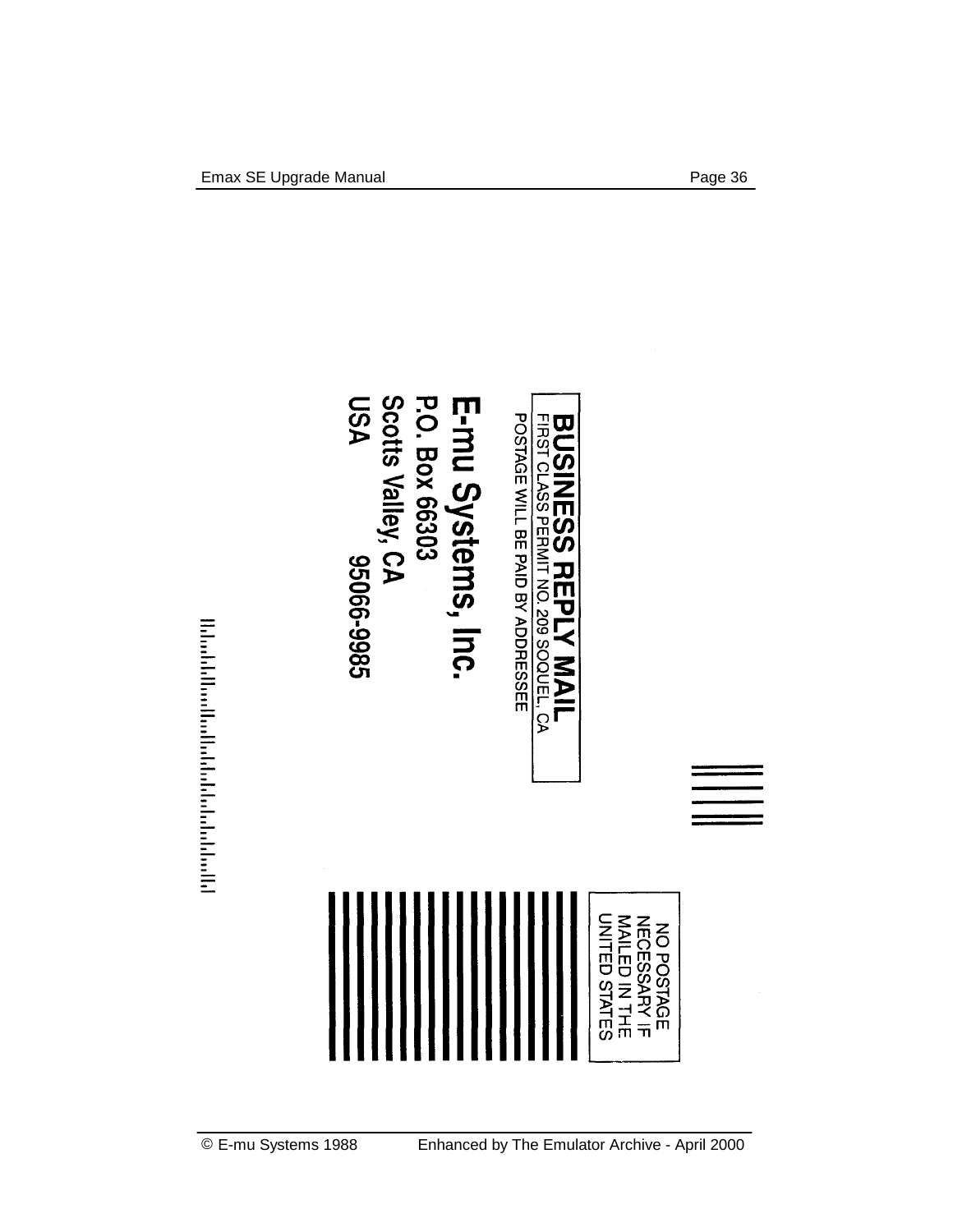NO POSTAGE
NECESSARY IF
MAILED IN THE
UNITED STATES

**BUSINESS REPLY MAIL**

FIRST CLASS PERMIT NO. 209 SOQUEL, CA

POSTAGE WILL BE PAID BY ADDRESSEE

**E-mu Systems, Inc.**

**P.O. Box 66303**

**Scotts Valley, CA**

**USA 95066-9985**